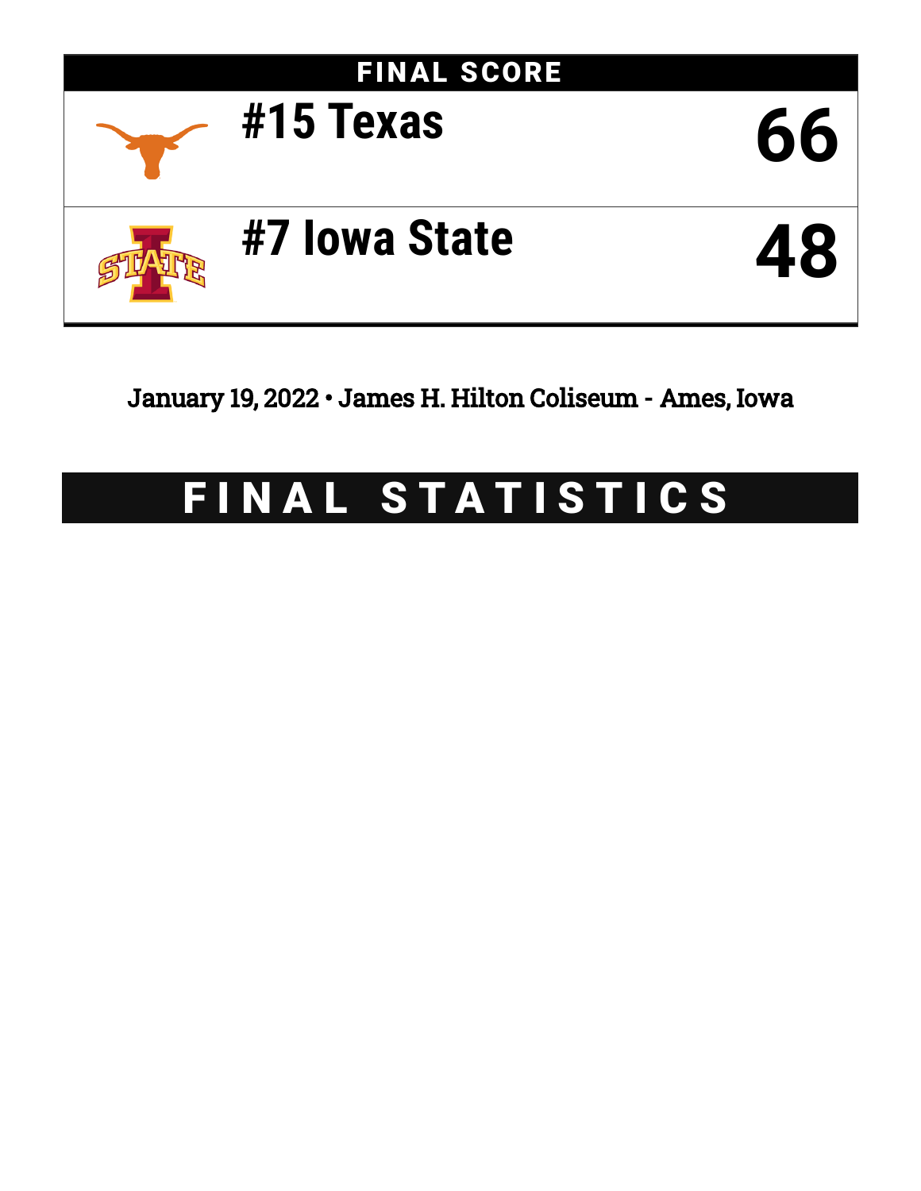## FINAL SCORE

| Team | Score |
| --- | --- |
| #15 Texas | 66 |
| #7 Iowa State | 48 |

January 19, 2022 • James H. Hilton Coliseum - Ames, Iowa

# FINAL STATISTICS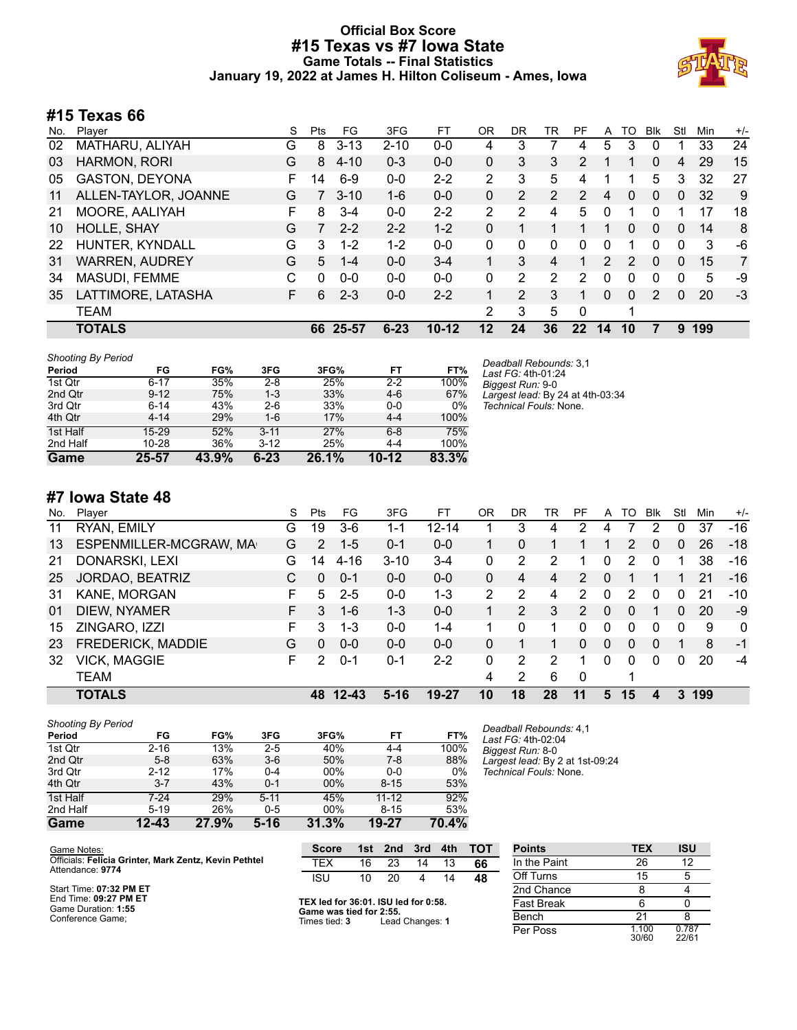# Official Box Score
# #15 Texas vs #7 Iowa State
## Game Totals -- Final Statistics
## January 19, 2022 at James H. Hilton Coliseum - Ames, Iowa

## #15 Texas 66

| No. | Player | S | Pts | FG | 3FG | FT | OR | DR | TR | PF | A | TO | Blk | Stl | Min | +/- |
|---|---|---|---|---|---|---|---|---|---|---|---|---|---|---|---|---|
| 02 | MATHARU, ALIYAH | G | 8 | 3-13 | 2-10 | 0-0 | 4 | 3 | 7 | 4 | 5 | 3 | 0 | 1 | 33 | 24 |
| 03 | HARMON, RORI | G | 8 | 4-10 | 0-3 | 0-0 | 0 | 3 | 3 | 2 | 1 | 1 | 0 | 4 | 29 | 15 |
| 05 | GASTON, DEYONA | F | 14 | 6-9 | 0-0 | 2-2 | 2 | 3 | 5 | 4 | 1 | 1 | 5 | 3 | 32 | 27 |
| 11 | ALLEN-TAYLOR, JOANNE | G | 7 | 3-10 | 1-6 | 0-0 | 0 | 2 | 2 | 2 | 4 | 0 | 0 | 0 | 32 | 9 |
| 21 | MOORE, AALIYAH | F | 8 | 3-4 | 0-0 | 2-2 | 2 | 2 | 4 | 5 | 0 | 1 | 0 | 1 | 17 | 18 |
| 10 | HOLLE, SHAY | G | 7 | 2-2 | 2-2 | 1-2 | 0 | 1 | 1 | 1 | 1 | 0 | 0 | 0 | 14 | 8 |
| 22 | HUNTER, KYNDALL | G | 3 | 1-2 | 1-2 | 0-0 | 0 | 0 | 0 | 0 | 0 | 1 | 0 | 0 | 3 | -6 |
| 31 | WARREN, AUDREY | G | 5 | 1-4 | 0-0 | 3-4 | 1 | 3 | 4 | 1 | 2 | 2 | 0 | 0 | 15 | 7 |
| 34 | MASUDI, FEMME | C | 0 | 0-0 | 0-0 | 0-0 | 0 | 2 | 2 | 2 | 0 | 0 | 0 | 0 | 5 | -9 |
| 35 | LATTIMORE, LATASHA | F | 6 | 2-3 | 0-0 | 2-2 | 1 | 2 | 3 | 1 | 0 | 0 | 2 | 0 | 20 | -3 |
| | TEAM | | | | | | 2 | 3 | 5 | 0 | | 1 | | | | |
| | **TOTALS** | | **66** | **25-57** | **6-23** | **10-12** | **12** | **24** | **36** | **22** | **14** | **10** | **7** | **9** | **199** | |

*Shooting By Period*

| Period | FG | FG% | 3FG | 3FG% | FT | FT% |
|---|---|---|---|---|---|---|
| 1st Qtr | 6-17 | 35% | 2-8 | 25% | 2-2 | 100% |
| 2nd Qtr | 9-12 | 75% | 1-3 | 33% | 4-6 | 67% |
| 3rd Qtr | 6-14 | 43% | 2-6 | 33% | 0-0 | 0% |
| 4th Qtr | 4-14 | 29% | 1-6 | 17% | 4-4 | 100% |
| 1st Half | 15-29 | 52% | 3-11 | 27% | 6-8 | 75% |
| 2nd Half | 10-28 | 36% | 3-12 | 25% | 4-4 | 100% |
| **Game** | **25-57** | **43.9%** | **6-23** | **26.1%** | **10-12** | **83.3%** |

*Deadball Rebounds:* 3,1
*Last FG:* 4th-01:24
*Biggest Run:* 9-0
*Largest lead:* By 24 at 4th-03:34
*Technical Fouls:* None.

## #7 Iowa State 48

| No. | Player | S | Pts | FG | 3FG | FT | OR | DR | TR | PF | A | TO | Blk | Stl | Min | +/- |
|---|---|---|---|---|---|---|---|---|---|---|---|---|---|---|---|---|
| 11 | RYAN, EMILY | G | 19 | 3-6 | 1-1 | 12-14 | 1 | 3 | 4 | 2 | 4 | 7 | 2 | 0 | 37 | -16 |
| 13 | ESPENMILLER-MCGRAW, MA | G | 2 | 1-5 | 0-1 | 0-0 | 1 | 0 | 1 | 1 | 1 | 2 | 0 | 0 | 26 | -18 |
| 21 | DONARSKI, LEXI | G | 14 | 4-16 | 3-10 | 3-4 | 0 | 2 | 2 | 1 | 0 | 2 | 0 | 1 | 38 | -16 |
| 25 | JORDAO, BEATRIZ | C | 0 | 0-1 | 0-0 | 0-0 | 0 | 4 | 4 | 2 | 0 | 1 | 1 | 1 | 21 | -16 |
| 31 | KANE, MORGAN | F | 5 | 2-5 | 0-0 | 1-3 | 2 | 2 | 4 | 2 | 0 | 2 | 0 | 0 | 21 | -10 |
| 01 | DIEW, NYAMER | F | 3 | 1-6 | 1-3 | 0-0 | 1 | 2 | 3 | 2 | 0 | 0 | 1 | 0 | 20 | -9 |
| 15 | ZINGARO, IZZI | F | 3 | 1-3 | 0-0 | 1-4 | 1 | 0 | 1 | 0 | 0 | 0 | 0 | 0 | 9 | 0 |
| 23 | FREDERICK, MADDIE | G | 0 | 0-0 | 0-0 | 0-0 | 0 | 1 | 1 | 0 | 0 | 0 | 0 | 1 | 8 | -1 |
| 32 | VICK, MAGGIE | F | 2 | 0-1 | 0-1 | 2-2 | 0 | 2 | 2 | 1 | 0 | 0 | 0 | 0 | 20 | -4 |
| | TEAM | | | | | | 4 | 2 | 6 | 0 | | 1 | | | | |
| | **TOTALS** | | **48** | **12-43** | **5-16** | **19-27** | **10** | **18** | **28** | **11** | **5** | **15** | **4** | **3** | **199** | |

*Shooting By Period*

| Period | FG | FG% | 3FG | 3FG% | FT | FT% |
|---|---|---|---|---|---|---|
| 1st Qtr | 2-16 | 13% | 2-5 | 40% | 4-4 | 100% |
| 2nd Qtr | 5-8 | 63% | 3-6 | 50% | 7-8 | 88% |
| 3rd Qtr | 2-12 | 17% | 0-4 | 00% | 0-0 | 0% |
| 4th Qtr | 3-7 | 43% | 0-1 | 00% | 8-15 | 53% |
| 1st Half | 7-24 | 29% | 5-11 | 45% | 11-12 | 92% |
| 2nd Half | 5-19 | 26% | 0-5 | 00% | 8-15 | 53% |
| **Game** | **12-43** | **27.9%** | **5-16** | **31.3%** | **19-27** | **70.4%** |

*Deadball Rebounds:* 4,1
*Last FG:* 4th-02:04
*Biggest Run:* 8-0
*Largest lead:* By 2 at 1st-09:24
*Technical Fouls:* None.

Game Notes:
Officials: **Felicia Grinter, Mark Zentz, Kevin Pethtel**
Attendance: **9774**

Start Time: **07:32 PM ET**
End Time: **09:27 PM ET**
Game Duration: **1:55**
Conference Game;

| Score | 1st | 2nd | 3rd | 4th | TOT |
|---|---|---|---|---|---|
| TEX | 16 | 23 | 14 | 13 | **66** |
| ISU | 10 | 20 | 4 | 14 | **48** |

**TEX led for 36:01. ISU led for 0:58.**
**Game was tied for 2:55.**
Times tied: **3** Lead Changes: **1**

| Points | TEX | ISU |
|---|---|---|
| In the Paint | 26 | 12 |
| Off Turns | 15 | 5 |
| 2nd Chance | 8 | 4 |
| Fast Break | 6 | 0 |
| Bench | 21 | 8 |
| Per Poss | 1.100 30/60 | 0.787 22/61 |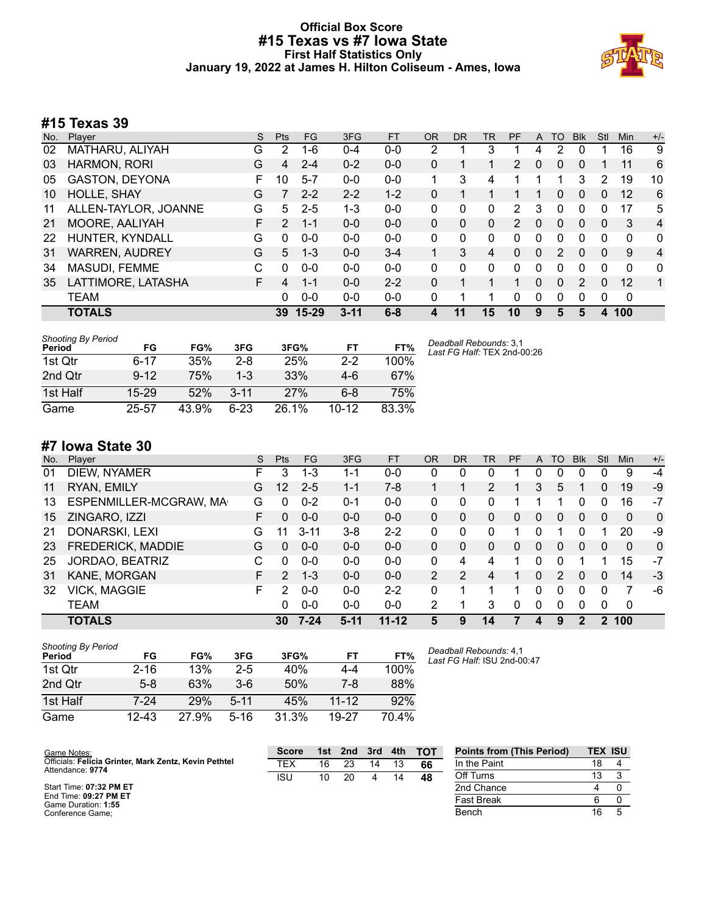# Official Box Score
# #15 Texas vs #7 Iowa State
## First Half Statistics Only
### January 19, 2022 at James H. Hilton Coliseum - Ames, Iowa

## #15 Texas 39

| No. | Player | S | Pts | FG | 3FG | FT | OR | DR | TR | PF | A | TO | Blk | Stl | Min | +/- |
|---|---|---|---|---|---|---|---|---|---|---|---|---|---|---|---|---|
| 02 | MATHARU, ALIYAH | G | 2 | 1-6 | 0-4 | 0-0 | 2 | 1 | 3 | 1 | 4 | 2 | 0 | 1 | 16 | 9 |
| 03 | HARMON, RORI | G | 4 | 2-4 | 0-2 | 0-0 | 0 | 1 | 1 | 2 | 0 | 0 | 0 | 1 | 11 | 6 |
| 05 | GASTON, DEYONA | F | 10 | 5-7 | 0-0 | 0-0 | 1 | 3 | 4 | 1 | 1 | 1 | 3 | 2 | 19 | 10 |
| 10 | HOLLE, SHAY | G | 7 | 2-2 | 2-2 | 1-2 | 0 | 1 | 1 | 1 | 1 | 0 | 0 | 0 | 12 | 6 |
| 11 | ALLEN-TAYLOR, JOANNE | G | 5 | 2-5 | 1-3 | 0-0 | 0 | 0 | 0 | 2 | 3 | 0 | 0 | 0 | 17 | 5 |
| 21 | MOORE, AALIYAH | F | 2 | 1-1 | 0-0 | 0-0 | 0 | 0 | 0 | 2 | 0 | 0 | 0 | 0 | 3 | 4 |
| 22 | HUNTER, KYNDALL | G | 0 | 0-0 | 0-0 | 0-0 | 0 | 0 | 0 | 0 | 0 | 0 | 0 | 0 | 0 | 0 |
| 31 | WARREN, AUDREY | G | 5 | 1-3 | 0-0 | 3-4 | 1 | 3 | 4 | 0 | 0 | 2 | 0 | 0 | 9 | 4 |
| 34 | MASUDI, FEMME | C | 0 | 0-0 | 0-0 | 0-0 | 0 | 0 | 0 | 0 | 0 | 0 | 0 | 0 | 0 | 0 |
| 35 | LATTIMORE, LATASHA | F | 4 | 1-1 | 0-0 | 2-2 | 0 | 1 | 1 | 1 | 0 | 0 | 2 | 0 | 12 | 1 |
| | TEAM | | 0 | 0-0 | 0-0 | 0-0 | 0 | 1 | 1 | 0 | 0 | 0 | 0 | 0 | 0 | |
| | **TOTALS** | | **39** | **15-29** | **3-11** | **6-8** | **4** | **11** | **15** | **10** | **9** | **5** | **5** | **4** | **100** | |

*Shooting By Period*

| Period | FG | FG% | 3FG | 3FG% | FT | FT% |
|---|---|---|---|---|---|---|
| 1st Qtr | 6-17 | 35% | 2-8 | 25% | 2-2 | 100% |
| 2nd Qtr | 9-12 | 75% | 1-3 | 33% | 4-6 | 67% |
| 1st Half | 15-29 | 52% | 3-11 | 27% | 6-8 | 75% |
| Game | 25-57 | 43.9% | 6-23 | 26.1% | 10-12 | 83.3% |

*Deadball Rebounds:* 3,1
*Last FG Half:* TEX 2nd-00:26

## #7 Iowa State 30

| No. | Player | S | Pts | FG | 3FG | FT | OR | DR | TR | PF | A | TO | Blk | Stl | Min | +/- |
|---|---|---|---|---|---|---|---|---|---|---|---|---|---|---|---|---|
| 01 | DIEW, NYAMER | F | 3 | 1-3 | 1-1 | 0-0 | 0 | 0 | 0 | 1 | 0 | 0 | 0 | 0 | 9 | -4 |
| 11 | RYAN, EMILY | G | 12 | 2-5 | 1-1 | 7-8 | 1 | 1 | 2 | 1 | 3 | 5 | 1 | 0 | 19 | -9 |
| 13 | ESPENMILLER-MCGRAW, MA | G | 0 | 0-2 | 0-1 | 0-0 | 0 | 0 | 0 | 1 | 1 | 1 | 0 | 0 | 16 | -7 |
| 15 | ZINGARO, IZZI | F | 0 | 0-0 | 0-0 | 0-0 | 0 | 0 | 0 | 0 | 0 | 0 | 0 | 0 | 0 | 0 |
| 21 | DONARSKI, LEXI | G | 11 | 3-11 | 3-8 | 2-2 | 0 | 0 | 0 | 1 | 0 | 1 | 0 | 1 | 20 | -9 |
| 23 | FREDERICK, MADDIE | G | 0 | 0-0 | 0-0 | 0-0 | 0 | 0 | 0 | 0 | 0 | 0 | 0 | 0 | 0 | 0 |
| 25 | JORDAO, BEATRIZ | C | 0 | 0-0 | 0-0 | 0-0 | 0 | 4 | 4 | 1 | 0 | 0 | 1 | 1 | 15 | -7 |
| 31 | KANE, MORGAN | F | 2 | 1-3 | 0-0 | 0-0 | 2 | 2 | 4 | 1 | 0 | 2 | 0 | 0 | 14 | -3 |
| 32 | VICK, MAGGIE | F | 2 | 0-0 | 0-0 | 2-2 | 0 | 1 | 1 | 1 | 0 | 0 | 0 | 0 | 7 | -6 |
| | TEAM | | 0 | 0-0 | 0-0 | 0-0 | 2 | 1 | 3 | 0 | 0 | 0 | 0 | 0 | 0 | |
| | **TOTALS** | | **30** | **7-24** | **5-11** | **11-12** | **5** | **9** | **14** | **7** | **4** | **9** | **2** | **2** | **100** | |

*Shooting By Period*

| Period | FG | FG% | 3FG | 3FG% | FT | FT% |
|---|---|---|---|---|---|---|
| 1st Qtr | 2-16 | 13% | 2-5 | 40% | 4-4 | 100% |
| 2nd Qtr | 5-8 | 63% | 3-6 | 50% | 7-8 | 88% |
| 1st Half | 7-24 | 29% | 5-11 | 45% | 11-12 | 92% |
| Game | 12-43 | 27.9% | 5-16 | 31.3% | 19-27 | 70.4% |

*Deadball Rebounds:* 4,1
*Last FG Half:* ISU 2nd-00:47

Game Notes:
Officials: **Felicia Grinter, Mark Zentz, Kevin Pethtel**
Attendance: **9774**

Start Time: **07:32 PM ET**
End Time: **09:27 PM ET**
Game Duration: **1:55**
Conference Game;

| Score | 1st | 2nd | 3rd | 4th | TOT |
|---|---|---|---|---|---|
| TEX | 16 | 23 | 14 | 13 | **66** |
| ISU | 10 | 20 | 4 | 14 | **48** |

| Points from (This Period) | TEX | ISU |
|---|---|---|
| In the Paint | 18 | 4 |
| Off Turns | 13 | 3 |
| 2nd Chance | 4 | 0 |
| Fast Break | 6 | 0 |
| Bench | 16 | 5 |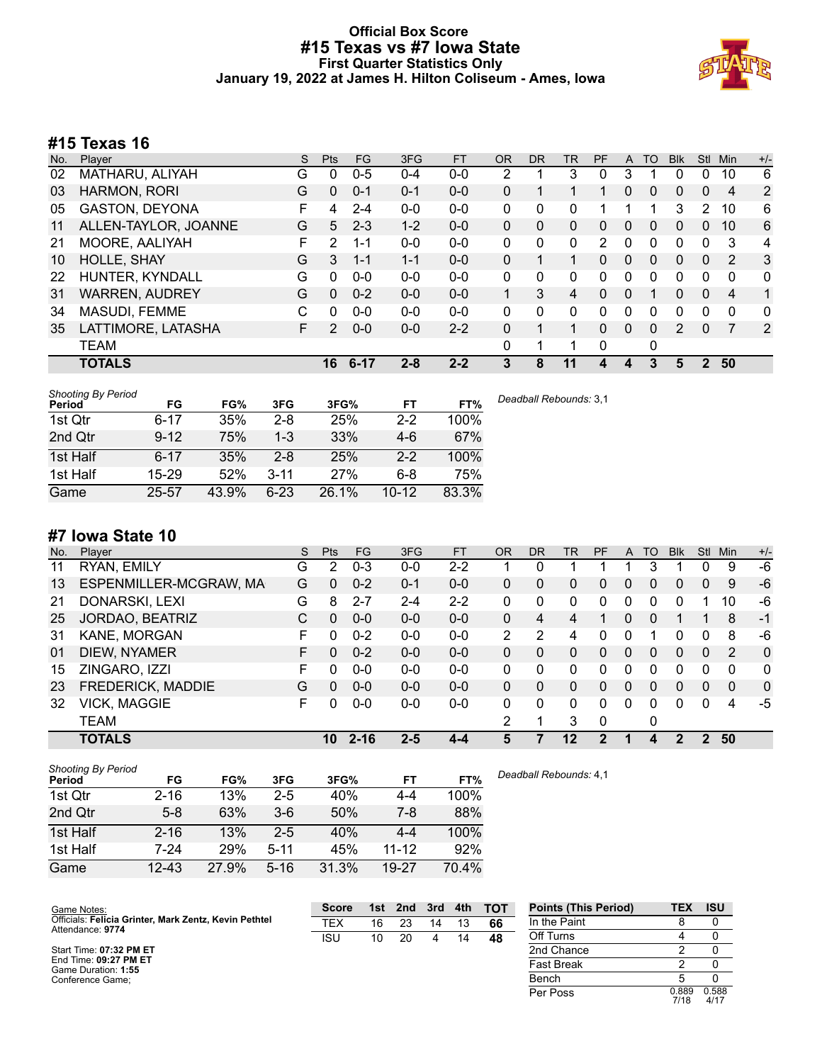# Official Box Score
## #15 Texas vs #7 Iowa State
### First Quarter Statistics Only
### January 19, 2022 at James H. Hilton Coliseum - Ames, Iowa

## #15 Texas 16

| No. | Player | S | Pts | FG | 3FG | FT | OR | DR | TR | PF | A | TO | Blk | Stl | Min | +/- |
|---|---|---|---|---|---|---|---|---|---|---|---|---|---|---|---|---|
| 02 | MATHARU, ALIYAH | G | 0 | 0-5 | 0-4 | 0-0 | 2 | 1 | 3 | 0 | 3 | 1 | 0 | 0 | 10 | 6 |
| 03 | HARMON, RORI | G | 0 | 0-1 | 0-1 | 0-0 | 0 | 1 | 1 | 1 | 0 | 0 | 0 | 0 | 4 | 2 |
| 05 | GASTON, DEYONA | F | 4 | 2-4 | 0-0 | 0-0 | 0 | 0 | 0 | 1 | 1 | 1 | 3 | 2 | 10 | 6 |
| 11 | ALLEN-TAYLOR, JOANNE | G | 5 | 2-3 | 1-2 | 0-0 | 0 | 0 | 0 | 0 | 0 | 0 | 0 | 0 | 10 | 6 |
| 21 | MOORE, AALIYAH | F | 2 | 1-1 | 0-0 | 0-0 | 0 | 0 | 0 | 2 | 0 | 0 | 0 | 0 | 3 | 4 |
| 10 | HOLLE, SHAY | G | 3 | 1-1 | 1-1 | 0-0 | 0 | 1 | 1 | 0 | 0 | 0 | 0 | 0 | 2 | 3 |
| 22 | HUNTER, KYNDALL | G | 0 | 0-0 | 0-0 | 0-0 | 0 | 0 | 0 | 0 | 0 | 0 | 0 | 0 | 0 | 0 |
| 31 | WARREN, AUDREY | G | 0 | 0-2 | 0-0 | 0-0 | 1 | 3 | 4 | 0 | 0 | 1 | 0 | 0 | 4 | 1 |
| 34 | MASUDI, FEMME | C | 0 | 0-0 | 0-0 | 0-0 | 0 | 0 | 0 | 0 | 0 | 0 | 0 | 0 | 0 | 0 |
| 35 | LATTIMORE, LATASHA | F | 2 | 0-0 | 0-0 | 2-2 | 0 | 1 | 1 | 0 | 0 | 0 | 2 | 0 | 7 | 2 |
| | TEAM | | | | | | 0 | 1 | 1 | 0 | | 0 | | | | |
| | **TOTALS** | | **16** | **6-17** | **2-8** | **2-2** | **3** | **8** | **11** | **4** | **4** | **3** | **5** | **2** | **50** | |

*Shooting By Period*

| Period | FG | FG% | 3FG | 3FG% | FT | FT% |
|---|---|---|---|---|---|---|
| 1st Qtr | 6-17 | 35% | 2-8 | 25% | 2-2 | 100% |
| 2nd Qtr | 9-12 | 75% | 1-3 | 33% | 4-6 | 67% |
| 1st Half | 6-17 | 35% | 2-8 | 25% | 2-2 | 100% |
| 1st Half | 15-29 | 52% | 3-11 | 27% | 6-8 | 75% |
| Game | 25-57 | 43.9% | 6-23 | 26.1% | 10-12 | 83.3% |

*Deadball Rebounds:* 3,1

## #7 Iowa State 10

| No. | Player | S | Pts | FG | 3FG | FT | OR | DR | TR | PF | A | TO | Blk | Stl | Min | +/- |
|---|---|---|---|---|---|---|---|---|---|---|---|---|---|---|---|---|
| 11 | RYAN, EMILY | G | 2 | 0-3 | 0-0 | 2-2 | 1 | 0 | 1 | 1 | 1 | 3 | 1 | 0 | 9 | -6 |
| 13 | ESPENMILLER-MCGRAW, MA | G | 0 | 0-2 | 0-1 | 0-0 | 0 | 0 | 0 | 0 | 0 | 0 | 0 | 0 | 9 | -6 |
| 21 | DONARSKI, LEXI | G | 8 | 2-7 | 2-4 | 2-2 | 0 | 0 | 0 | 0 | 0 | 0 | 0 | 1 | 10 | -6 |
| 25 | JORDAO, BEATRIZ | C | 0 | 0-0 | 0-0 | 0-0 | 0 | 4 | 4 | 1 | 0 | 0 | 1 | 1 | 8 | -1 |
| 31 | KANE, MORGAN | F | 0 | 0-2 | 0-0 | 0-0 | 2 | 2 | 4 | 0 | 0 | 1 | 0 | 0 | 8 | -6 |
| 01 | DIEW, NYAMER | F | 0 | 0-2 | 0-0 | 0-0 | 0 | 0 | 0 | 0 | 0 | 0 | 0 | 0 | 2 | 0 |
| 15 | ZINGARO, IZZI | F | 0 | 0-0 | 0-0 | 0-0 | 0 | 0 | 0 | 0 | 0 | 0 | 0 | 0 | 0 | 0 |
| 23 | FREDERICK, MADDIE | G | 0 | 0-0 | 0-0 | 0-0 | 0 | 0 | 0 | 0 | 0 | 0 | 0 | 0 | 0 | 0 |
| 32 | VICK, MAGGIE | F | 0 | 0-0 | 0-0 | 0-0 | 0 | 0 | 0 | 0 | 0 | 0 | 0 | 0 | 4 | -5 |
| | TEAM | | | | | | 2 | 1 | 3 | 0 | | 0 | | | | |
| | **TOTALS** | | **10** | **2-16** | **2-5** | **4-4** | **5** | **7** | **12** | **2** | **1** | **4** | **2** | **2** | **50** | |

*Shooting By Period*

| Period | FG | FG% | 3FG | 3FG% | FT | FT% |
|---|---|---|---|---|---|---|
| 1st Qtr | 2-16 | 13% | 2-5 | 40% | 4-4 | 100% |
| 2nd Qtr | 5-8 | 63% | 3-6 | 50% | 7-8 | 88% |
| 1st Half | 2-16 | 13% | 2-5 | 40% | 4-4 | 100% |
| 1st Half | 7-24 | 29% | 5-11 | 45% | 11-12 | 92% |
| Game | 12-43 | 27.9% | 5-16 | 31.3% | 19-27 | 70.4% |

*Deadball Rebounds:* 4,1

Game Notes:
Officials: **Felicia Grinter, Mark Zentz, Kevin Pethtel**
Attendance: **9774**

Start Time: **07:32 PM ET**
End Time: **09:27 PM ET**
Game Duration: **1:55**
Conference Game;

| Score | 1st | 2nd | 3rd | 4th | TOT |
|---|---|---|---|---|---|
| TEX | 16 | 23 | 14 | 13 | **66** |
| ISU | 10 | 20 | 4 | 14 | **48** |

| Points (This Period) | TEX | ISU |
|---|---|---|
| In the Paint | 8 | 0 |
| Off Turns | 4 | 0 |
| 2nd Chance | 2 | 0 |
| Fast Break | 2 | 0 |
| Bench | 5 | 0 |
| Per Poss | 0.889 7/18 | 0.588 4/17 |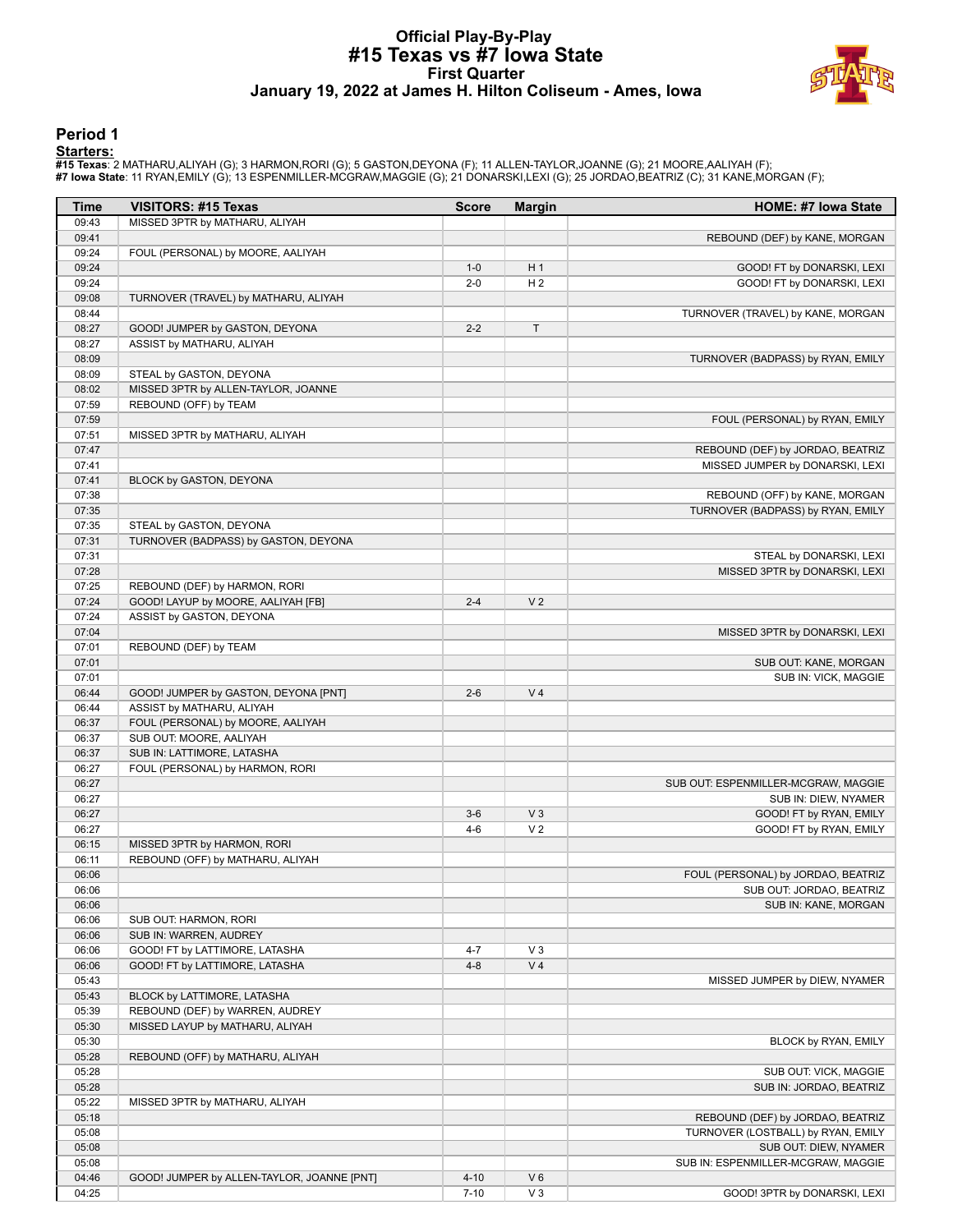# Official Play-By-Play
## #15 Texas vs #7 Iowa State
### First Quarter
### January 19, 2022 at James H. Hilton Coliseum - Ames, Iowa

## Period 1

**Starters:**

**#15 Texas**: 2 MATHARU,ALIYAH (G); 3 HARMON,RORI (G); 5 GASTON,DEYONA (F); 11 ALLEN-TAYLOR,JOANNE (G); 21 MOORE,AALIYAH (F);
**#7 Iowa State**: 11 RYAN,EMILY (G); 13 ESPENMILLER-MCGRAW,MAGGIE (G); 21 DONARSKI,LEXI (G); 25 JORDAO,BEATRIZ (C); 31 KANE,MORGAN (F);

| Time | VISITORS: #15 Texas | Score | Margin | HOME: #7 Iowa State |
|---|---|---|---|---|
| 09:43 | MISSED 3PTR by MATHARU, ALIYAH | | | |
| 09:41 | | | | REBOUND (DEF) by KANE, MORGAN |
| 09:24 | FOUL (PERSONAL) by MOORE, AALIYAH | | | |
| 09:24 | | 1-0 | H 1 | GOOD! FT by DONARSKI, LEXI |
| 09:24 | | 2-0 | H 2 | GOOD! FT by DONARSKI, LEXI |
| 09:08 | TURNOVER (TRAVEL) by MATHARU, ALIYAH | | | |
| 08:44 | | | | TURNOVER (TRAVEL) by KANE, MORGAN |
| 08:27 | GOOD! JUMPER by GASTON, DEYONA | 2-2 | T | |
| 08:27 | ASSIST by MATHARU, ALIYAH | | | |
| 08:09 | | | | TURNOVER (BADPASS) by RYAN, EMILY |
| 08:09 | STEAL by GASTON, DEYONA | | | |
| 08:02 | MISSED 3PTR by ALLEN-TAYLOR, JOANNE | | | |
| 07:59 | REBOUND (OFF) by TEAM | | | |
| 07:59 | | | | FOUL (PERSONAL) by RYAN, EMILY |
| 07:51 | MISSED 3PTR by MATHARU, ALIYAH | | | |
| 07:47 | | | | REBOUND (DEF) by JORDAO, BEATRIZ |
| 07:41 | | | | MISSED JUMPER by DONARSKI, LEXI |
| 07:41 | BLOCK by GASTON, DEYONA | | | |
| 07:38 | | | | REBOUND (OFF) by KANE, MORGAN |
| 07:35 | | | | TURNOVER (BADPASS) by RYAN, EMILY |
| 07:35 | STEAL by GASTON, DEYONA | | | |
| 07:31 | TURNOVER (BADPASS) by GASTON, DEYONA | | | |
| 07:31 | | | | STEAL by DONARSKI, LEXI |
| 07:28 | | | | MISSED 3PTR by DONARSKI, LEXI |
| 07:25 | REBOUND (DEF) by HARMON, RORI | | | |
| 07:24 | GOOD! LAYUP by MOORE, AALIYAH [FB] | 2-4 | V 2 | |
| 07:24 | ASSIST by GASTON, DEYONA | | | |
| 07:04 | | | | MISSED 3PTR by DONARSKI, LEXI |
| 07:01 | REBOUND (DEF) by TEAM | | | |
| 07:01 | | | | SUB OUT: KANE, MORGAN |
| 07:01 | | | | SUB IN: VICK, MAGGIE |
| 06:44 | GOOD! JUMPER by GASTON, DEYONA [PNT] | 2-6 | V 4 | |
| 06:44 | ASSIST by MATHARU, ALIYAH | | | |
| 06:37 | FOUL (PERSONAL) by MOORE, AALIYAH | | | |
| 06:37 | SUB OUT: MOORE, AALIYAH | | | |
| 06:37 | SUB IN: LATTIMORE, LATASHA | | | |
| 06:27 | FOUL (PERSONAL) by HARMON, RORI | | | |
| 06:27 | | | | SUB OUT: ESPENMILLER-MCGRAW, MAGGIE |
| 06:27 | | | | SUB IN: DIEW, NYAMER |
| 06:27 | | 3-6 | V 3 | GOOD! FT by RYAN, EMILY |
| 06:27 | | 4-6 | V 2 | GOOD! FT by RYAN, EMILY |
| 06:15 | MISSED 3PTR by HARMON, RORI | | | |
| 06:11 | REBOUND (OFF) by MATHARU, ALIYAH | | | |
| 06:06 | | | | FOUL (PERSONAL) by JORDAO, BEATRIZ |
| 06:06 | | | | SUB OUT: JORDAO, BEATRIZ |
| 06:06 | | | | SUB IN: KANE, MORGAN |
| 06:06 | SUB OUT: HARMON, RORI | | | |
| 06:06 | SUB IN: WARREN, AUDREY | | | |
| 06:06 | GOOD! FT by LATTIMORE, LATASHA | 4-7 | V 3 | |
| 06:06 | GOOD! FT by LATTIMORE, LATASHA | 4-8 | V 4 | |
| 05:43 | | | | MISSED JUMPER by DIEW, NYAMER |
| 05:43 | BLOCK by LATTIMORE, LATASHA | | | |
| 05:39 | REBOUND (DEF) by WARREN, AUDREY | | | |
| 05:30 | MISSED LAYUP by MATHARU, ALIYAH | | | |
| 05:30 | | | | BLOCK by RYAN, EMILY |
| 05:28 | REBOUND (OFF) by MATHARU, ALIYAH | | | |
| 05:28 | | | | SUB OUT: VICK, MAGGIE |
| 05:28 | | | | SUB IN: JORDAO, BEATRIZ |
| 05:22 | MISSED 3PTR by MATHARU, ALIYAH | | | |
| 05:18 | | | | REBOUND (DEF) by JORDAO, BEATRIZ |
| 05:08 | | | | TURNOVER (LOSTBALL) by RYAN, EMILY |
| 05:08 | | | | SUB OUT: DIEW, NYAMER |
| 05:08 | | | | SUB IN: ESPENMILLER-MCGRAW, MAGGIE |
| 04:46 | GOOD! JUMPER by ALLEN-TAYLOR, JOANNE [PNT] | 4-10 | V 6 | |
| 04:25 | | 7-10 | V 3 | GOOD! 3PTR by DONARSKI, LEXI |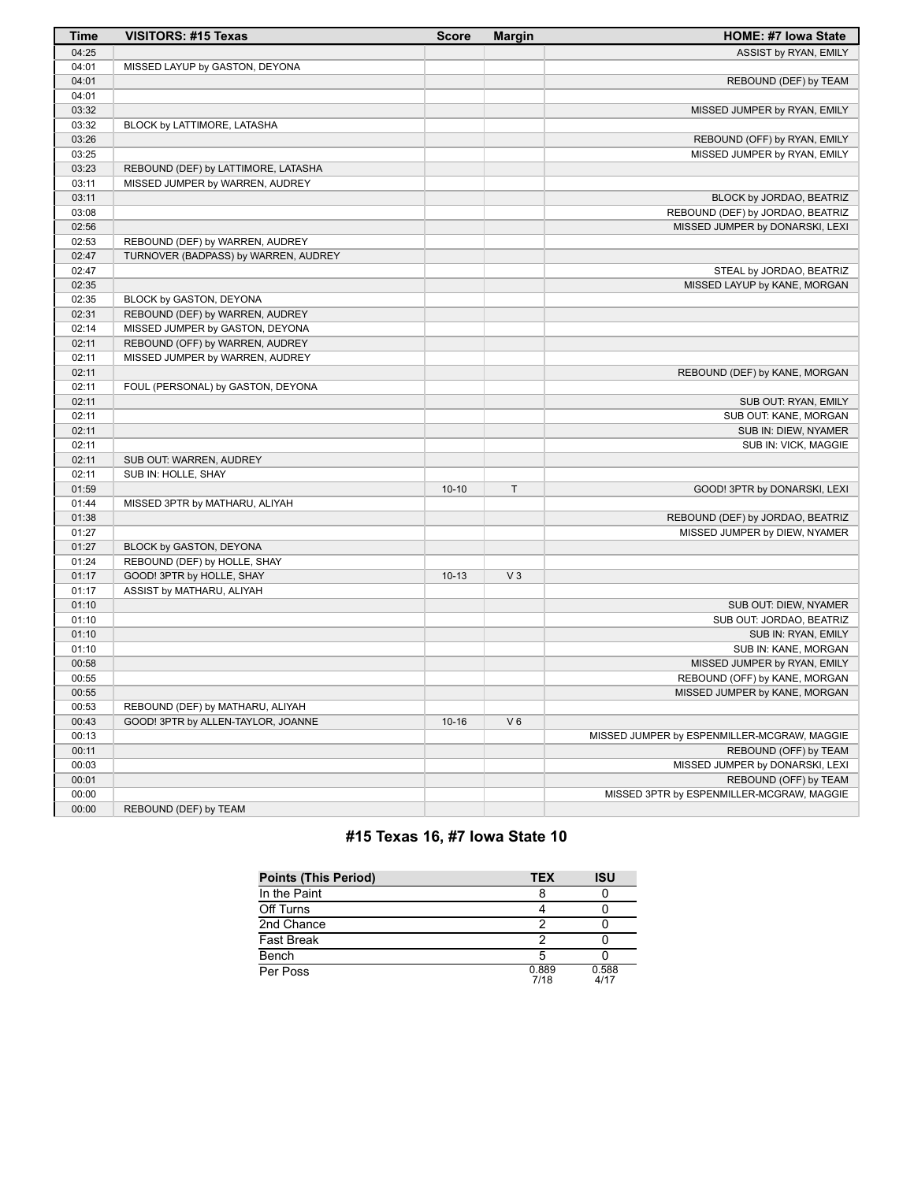| Time | VISITORS: #15 Texas | Score | Margin | HOME: #7 Iowa State |
|---|---|---|---|---|
| 04:25 | | | | ASSIST by RYAN, EMILY |
| 04:01 | MISSED LAYUP by GASTON, DEYONA | | | |
| 04:01 | | | | REBOUND (DEF) by TEAM |
| 04:01 | | | | |
| 03:32 | | | | MISSED JUMPER by RYAN, EMILY |
| 03:32 | BLOCK by LATTIMORE, LATASHA | | | |
| 03:26 | | | | REBOUND (OFF) by RYAN, EMILY |
| 03:25 | | | | MISSED JUMPER by RYAN, EMILY |
| 03:23 | REBOUND (DEF) by LATTIMORE, LATASHA | | | |
| 03:11 | MISSED JUMPER by WARREN, AUDREY | | | |
| 03:11 | | | | BLOCK by JORDAO, BEATRIZ |
| 03:08 | | | | REBOUND (DEF) by JORDAO, BEATRIZ |
| 02:56 | | | | MISSED JUMPER by DONARSKI, LEXI |
| 02:53 | REBOUND (DEF) by WARREN, AUDREY | | | |
| 02:47 | TURNOVER (BADPASS) by WARREN, AUDREY | | | |
| 02:47 | | | | STEAL by JORDAO, BEATRIZ |
| 02:35 | | | | MISSED LAYUP by KANE, MORGAN |
| 02:35 | BLOCK by GASTON, DEYONA | | | |
| 02:31 | REBOUND (DEF) by WARREN, AUDREY | | | |
| 02:14 | MISSED JUMPER by GASTON, DEYONA | | | |
| 02:11 | REBOUND (OFF) by WARREN, AUDREY | | | |
| 02:11 | MISSED JUMPER by WARREN, AUDREY | | | |
| 02:11 | | | | REBOUND (DEF) by KANE, MORGAN |
| 02:11 | FOUL (PERSONAL) by GASTON, DEYONA | | | |
| 02:11 | | | | SUB OUT: RYAN, EMILY |
| 02:11 | | | | SUB OUT: KANE, MORGAN |
| 02:11 | | | | SUB IN: DIEW, NYAMER |
| 02:11 | | | | SUB IN: VICK, MAGGIE |
| 02:11 | SUB OUT: WARREN, AUDREY | | | |
| 02:11 | SUB IN: HOLLE, SHAY | | | |
| 01:59 | | 10-10 | T | GOOD! 3PTR by DONARSKI, LEXI |
| 01:44 | MISSED 3PTR by MATHARU, ALIYAH | | | |
| 01:38 | | | | REBOUND (DEF) by JORDAO, BEATRIZ |
| 01:27 | | | | MISSED JUMPER by DIEW, NYAMER |
| 01:27 | BLOCK by GASTON, DEYONA | | | |
| 01:24 | REBOUND (DEF) by HOLLE, SHAY | | | |
| 01:17 | GOOD! 3PTR by HOLLE, SHAY | 10-13 | V 3 | |
| 01:17 | ASSIST by MATHARU, ALIYAH | | | |
| 01:10 | | | | SUB OUT: DIEW, NYAMER |
| 01:10 | | | | SUB OUT: JORDAO, BEATRIZ |
| 01:10 | | | | SUB IN: RYAN, EMILY |
| 01:10 | | | | SUB IN: KANE, MORGAN |
| 00:58 | | | | MISSED JUMPER by RYAN, EMILY |
| 00:55 | | | | REBOUND (OFF) by KANE, MORGAN |
| 00:55 | | | | MISSED JUMPER by KANE, MORGAN |
| 00:53 | REBOUND (DEF) by MATHARU, ALIYAH | | | |
| 00:43 | GOOD! 3PTR by ALLEN-TAYLOR, JOANNE | 10-16 | V 6 | |
| 00:13 | | | | MISSED JUMPER by ESPENMILLER-MCGRAW, MAGGIE |
| 00:11 | | | | REBOUND (OFF) by TEAM |
| 00:03 | | | | MISSED JUMPER by DONARSKI, LEXI |
| 00:01 | | | | REBOUND (OFF) by TEAM |
| 00:00 | | | | MISSED 3PTR by ESPENMILLER-MCGRAW, MAGGIE |
| 00:00 | REBOUND (DEF) by TEAM | | | |

## #15 Texas 16, #7 Iowa State 10

| Points (This Period) | TEX | ISU |
|---|---|---|
| In the Paint | 8 | 0 |
| Off Turns | 4 | 0 |
| 2nd Chance | 2 | 0 |
| Fast Break | 2 | 0 |
| Bench | 5 | 0 |
| Per Poss | 0.889 7/18 | 0.588 4/17 |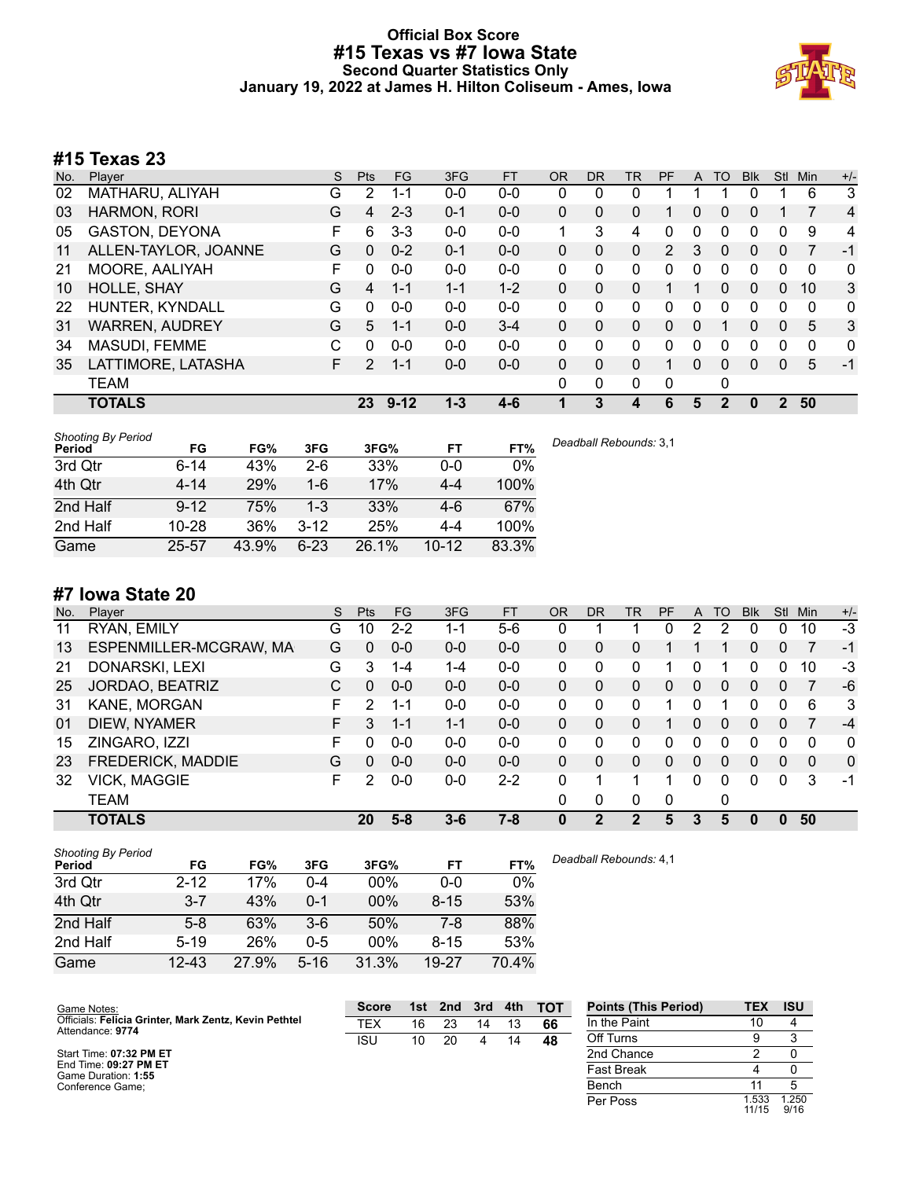# Official Box Score
## #15 Texas vs #7 Iowa State
### Second Quarter Statistics Only
### January 19, 2022 at James H. Hilton Coliseum - Ames, Iowa

## #15 Texas 23

| No. | Player | S | Pts | FG | 3FG | FT | OR | DR | TR | PF | A | TO | Blk | Stl | Min | +/- |
|---|---|---|---|---|---|---|---|---|---|---|---|---|---|---|---|---|
| 02 | MATHARU, ALIYAH | G | 2 | 1-1 | 0-0 | 0-0 | 0 | 0 | 0 | 1 | 1 | 1 | 0 | 1 | 6 | 3 |
| 03 | HARMON, RORI | G | 4 | 2-3 | 0-1 | 0-0 | 0 | 0 | 0 | 1 | 0 | 0 | 0 | 1 | 7 | 4 |
| 05 | GASTON, DEYONA | F | 6 | 3-3 | 0-0 | 0-0 | 1 | 3 | 4 | 0 | 0 | 0 | 0 | 0 | 9 | 4 |
| 11 | ALLEN-TAYLOR, JOANNE | G | 0 | 0-2 | 0-1 | 0-0 | 0 | 0 | 0 | 2 | 3 | 0 | 0 | 0 | 7 | -1 |
| 21 | MOORE, AALIYAH | F | 0 | 0-0 | 0-0 | 0-0 | 0 | 0 | 0 | 0 | 0 | 0 | 0 | 0 | 0 | 0 |
| 10 | HOLLE, SHAY | G | 4 | 1-1 | 1-1 | 1-2 | 0 | 0 | 0 | 1 | 1 | 0 | 0 | 0 | 10 | 3 |
| 22 | HUNTER, KYNDALL | G | 0 | 0-0 | 0-0 | 0-0 | 0 | 0 | 0 | 0 | 0 | 0 | 0 | 0 | 0 | 0 |
| 31 | WARREN, AUDREY | G | 5 | 1-1 | 0-0 | 3-4 | 0 | 0 | 0 | 0 | 0 | 1 | 0 | 0 | 5 | 3 |
| 34 | MASUDI, FEMME | C | 0 | 0-0 | 0-0 | 0-0 | 0 | 0 | 0 | 0 | 0 | 0 | 0 | 0 | 0 | 0 |
| 35 | LATTIMORE, LATASHA | F | 2 | 1-1 | 0-0 | 0-0 | 0 | 0 | 0 | 1 | 0 | 0 | 0 | 0 | 5 | -1 |
| | TEAM | | | | | | 0 | 0 | 0 | 0 | | 0 | | | | |
| | **TOTALS** | | **23** | **9-12** | **1-3** | **4-6** | **1** | **3** | **4** | **6** | **5** | **2** | **0** | **2** | **50** | |

*Shooting By Period*

| Period | FG | FG% | 3FG | 3FG% | FT | FT% |
|---|---|---|---|---|---|---|
| 3rd Qtr | 6-14 | 43% | 2-6 | 33% | 0-0 | 0% |
| 4th Qtr | 4-14 | 29% | 1-6 | 17% | 4-4 | 100% |
| 2nd Half | 9-12 | 75% | 1-3 | 33% | 4-6 | 67% |
| 2nd Half | 10-28 | 36% | 3-12 | 25% | 4-4 | 100% |
| Game | 25-57 | 43.9% | 6-23 | 26.1% | 10-12 | 83.3% |

*Deadball Rebounds:* 3,1

## #7 Iowa State 20

| No. | Player | S | Pts | FG | 3FG | FT | OR | DR | TR | PF | A | TO | Blk | Stl | Min | +/- |
|---|---|---|---|---|---|---|---|---|---|---|---|---|---|---|---|---|
| 11 | RYAN, EMILY | G | 10 | 2-2 | 1-1 | 5-6 | 0 | 1 | 1 | 0 | 2 | 2 | 0 | 0 | 10 | -3 |
| 13 | ESPENMILLER-MCGRAW, MA | G | 0 | 0-0 | 0-0 | 0-0 | 0 | 0 | 0 | 1 | 1 | 1 | 0 | 0 | 7 | -1 |
| 21 | DONARSKI, LEXI | G | 3 | 1-4 | 1-4 | 0-0 | 0 | 0 | 0 | 1 | 0 | 1 | 0 | 0 | 10 | -3 |
| 25 | JORDAO, BEATRIZ | C | 0 | 0-0 | 0-0 | 0-0 | 0 | 0 | 0 | 0 | 0 | 0 | 0 | 0 | 7 | -6 |
| 31 | KANE, MORGAN | F | 2 | 1-1 | 0-0 | 0-0 | 0 | 0 | 0 | 1 | 0 | 1 | 0 | 0 | 6 | 3 |
| 01 | DIEW, NYAMER | F | 3 | 1-1 | 1-1 | 0-0 | 0 | 0 | 0 | 1 | 0 | 0 | 0 | 0 | 7 | -4 |
| 15 | ZINGARO, IZZI | F | 0 | 0-0 | 0-0 | 0-0 | 0 | 0 | 0 | 0 | 0 | 0 | 0 | 0 | 0 | 0 |
| 23 | FREDERICK, MADDIE | G | 0 | 0-0 | 0-0 | 0-0 | 0 | 0 | 0 | 0 | 0 | 0 | 0 | 0 | 0 | 0 |
| 32 | VICK, MAGGIE | F | 2 | 0-0 | 0-0 | 2-2 | 0 | 1 | 1 | 1 | 0 | 0 | 0 | 0 | 3 | -1 |
| | TEAM | | | | | | 0 | 0 | 0 | 0 | | 0 | | | | |
| | **TOTALS** | | **20** | **5-8** | **3-6** | **7-8** | **0** | **2** | **2** | **5** | **3** | **5** | **0** | **0** | **50** | |

*Shooting By Period*

| Period | FG | FG% | 3FG | 3FG% | FT | FT% |
|---|---|---|---|---|---|---|
| 3rd Qtr | 2-12 | 17% | 0-4 | 00% | 0-0 | 0% |
| 4th Qtr | 3-7 | 43% | 0-1 | 00% | 8-15 | 53% |
| 2nd Half | 5-8 | 63% | 3-6 | 50% | 7-8 | 88% |
| 2nd Half | 5-19 | 26% | 0-5 | 00% | 8-15 | 53% |
| Game | 12-43 | 27.9% | 5-16 | 31.3% | 19-27 | 70.4% |

*Deadball Rebounds:* 4,1

Game Notes:
Officials: **Felicia Grinter, Mark Zentz, Kevin Pethtel**
Attendance: **9774**

Start Time: **07:32 PM ET**
End Time: **09:27 PM ET**
Game Duration: **1:55**
Conference Game;

| Score | 1st | 2nd | 3rd | 4th | TOT |
|---|---|---|---|---|---|
| TEX | 16 | 23 | 14 | 13 | **66** |
| ISU | 10 | 20 | 4 | 14 | **48** |

| Points (This Period) | TEX | ISU |
|---|---|---|
| In the Paint | 10 | 4 |
| Off Turns | 9 | 3 |
| 2nd Chance | 2 | 0 |
| Fast Break | 4 | 0 |
| Bench | 11 | 5 |
| Per Poss | 1.533 11/15 | 1.250 9/16 |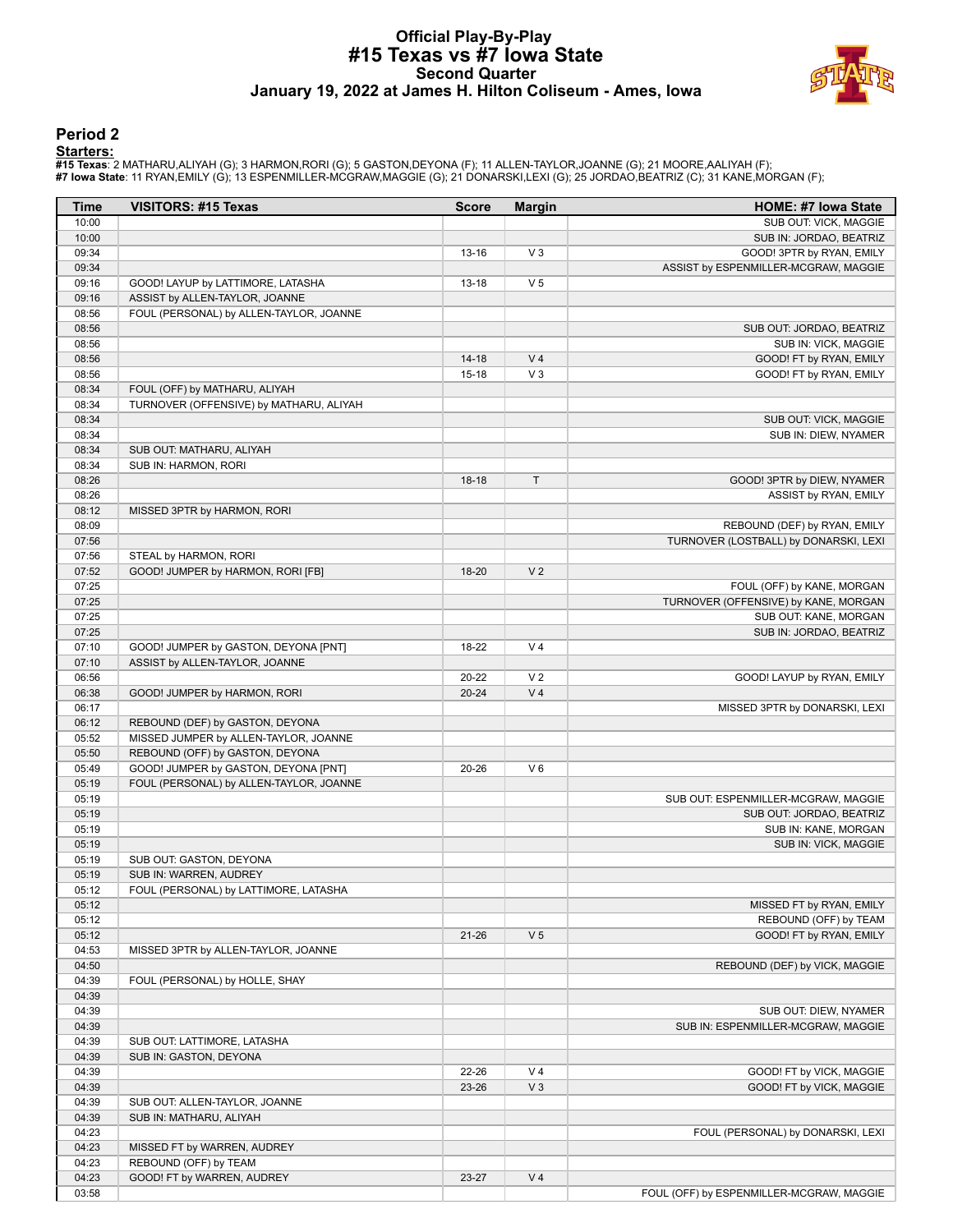# Official Play-By-Play
## #15 Texas vs #7 Iowa State
### Second Quarter
### January 19, 2022 at James H. Hilton Coliseum - Ames, Iowa

## Period 2

**Starters:**

**#15 Texas**: 2 MATHARU,ALIYAH (G); 3 HARMON,RORI (G); 5 GASTON,DEYONA (F); 11 ALLEN-TAYLOR,JOANNE (G); 21 MOORE,AALIYAH (F);
**#7 Iowa State**: 11 RYAN,EMILY (G); 13 ESPENMILLER-MCGRAW,MAGGIE (G); 21 DONARSKI,LEXI (G); 25 JORDAO,BEATRIZ (C); 31 KANE,MORGAN (F);

| Time | VISITORS: #15 Texas | Score | Margin | HOME: #7 Iowa State |
|---|---|---|---|---|
| 10:00 | | | | SUB OUT: VICK, MAGGIE |
| 10:00 | | | | SUB IN: JORDAO, BEATRIZ |
| 09:34 | | 13-16 | V 3 | GOOD! 3PTR by RYAN, EMILY |
| 09:34 | | | | ASSIST by ESPENMILLER-MCGRAW, MAGGIE |
| 09:16 | GOOD! LAYUP by LATTIMORE, LATASHA | 13-18 | V 5 | |
| 09:16 | ASSIST by ALLEN-TAYLOR, JOANNE | | | |
| 08:56 | FOUL (PERSONAL) by ALLEN-TAYLOR, JOANNE | | | |
| 08:56 | | | | SUB OUT: JORDAO, BEATRIZ |
| 08:56 | | | | SUB IN: VICK, MAGGIE |
| 08:56 | | 14-18 | V 4 | GOOD! FT by RYAN, EMILY |
| 08:56 | | 15-18 | V 3 | GOOD! FT by RYAN, EMILY |
| 08:34 | FOUL (OFF) by MATHARU, ALIYAH | | | |
| 08:34 | TURNOVER (OFFENSIVE) by MATHARU, ALIYAH | | | |
| 08:34 | | | | SUB OUT: VICK, MAGGIE |
| 08:34 | | | | SUB IN: DIEW, NYAMER |
| 08:34 | SUB OUT: MATHARU, ALIYAH | | | |
| 08:34 | SUB IN: HARMON, RORI | | | |
| 08:26 | | 18-18 | T | GOOD! 3PTR by DIEW, NYAMER |
| 08:26 | | | | ASSIST by RYAN, EMILY |
| 08:12 | MISSED 3PTR by HARMON, RORI | | | |
| 08:09 | | | | REBOUND (DEF) by RYAN, EMILY |
| 07:56 | | | | TURNOVER (LOSTBALL) by DONARSKI, LEXI |
| 07:56 | STEAL by HARMON, RORI | | | |
| 07:52 | GOOD! JUMPER by HARMON, RORI [FB] | 18-20 | V 2 | |
| 07:25 | | | | FOUL (OFF) by KANE, MORGAN |
| 07:25 | | | | TURNOVER (OFFENSIVE) by KANE, MORGAN |
| 07:25 | | | | SUB OUT: KANE, MORGAN |
| 07:25 | | | | SUB IN: JORDAO, BEATRIZ |
| 07:10 | GOOD! JUMPER by GASTON, DEYONA [PNT] | 18-22 | V 4 | |
| 07:10 | ASSIST by ALLEN-TAYLOR, JOANNE | | | |
| 06:56 | | 20-22 | V 2 | GOOD! LAYUP by RYAN, EMILY |
| 06:38 | GOOD! JUMPER by HARMON, RORI | 20-24 | V 4 | |
| 06:17 | | | | MISSED 3PTR by DONARSKI, LEXI |
| 06:12 | REBOUND (DEF) by GASTON, DEYONA | | | |
| 05:52 | MISSED JUMPER by ALLEN-TAYLOR, JOANNE | | | |
| 05:50 | REBOUND (OFF) by GASTON, DEYONA | | | |
| 05:49 | GOOD! JUMPER by GASTON, DEYONA [PNT] | 20-26 | V 6 | |
| 05:19 | FOUL (PERSONAL) by ALLEN-TAYLOR, JOANNE | | | |
| 05:19 | | | | SUB OUT: ESPENMILLER-MCGRAW, MAGGIE |
| 05:19 | | | | SUB OUT: JORDAO, BEATRIZ |
| 05:19 | | | | SUB IN: KANE, MORGAN |
| 05:19 | | | | SUB IN: VICK, MAGGIE |
| 05:19 | SUB OUT: GASTON, DEYONA | | | |
| 05:19 | SUB IN: WARREN, AUDREY | | | |
| 05:12 | FOUL (PERSONAL) by LATTIMORE, LATASHA | | | |
| 05:12 | | | | MISSED FT by RYAN, EMILY |
| 05:12 | | | | REBOUND (OFF) by TEAM |
| 05:12 | | 21-26 | V 5 | GOOD! FT by RYAN, EMILY |
| 04:53 | MISSED 3PTR by ALLEN-TAYLOR, JOANNE | | | |
| 04:50 | | | | REBOUND (DEF) by VICK, MAGGIE |
| 04:39 | FOUL (PERSONAL) by HOLLE, SHAY | | | |
| 04:39 | | | | |
| 04:39 | | | | SUB OUT: DIEW, NYAMER |
| 04:39 | | | | SUB IN: ESPENMILLER-MCGRAW, MAGGIE |
| 04:39 | SUB OUT: LATTIMORE, LATASHA | | | |
| 04:39 | SUB IN: GASTON, DEYONA | | | |
| 04:39 | | 22-26 | V 4 | GOOD! FT by VICK, MAGGIE |
| 04:39 | | 23-26 | V 3 | GOOD! FT by VICK, MAGGIE |
| 04:39 | SUB OUT: ALLEN-TAYLOR, JOANNE | | | |
| 04:39 | SUB IN: MATHARU, ALIYAH | | | |
| 04:23 | | | | FOUL (PERSONAL) by DONARSKI, LEXI |
| 04:23 | MISSED FT by WARREN, AUDREY | | | |
| 04:23 | REBOUND (OFF) by TEAM | | | |
| 04:23 | GOOD! FT by WARREN, AUDREY | 23-27 | V 4 | |
| 03:58 | | | | FOUL (OFF) by ESPENMILLER-MCGRAW, MAGGIE |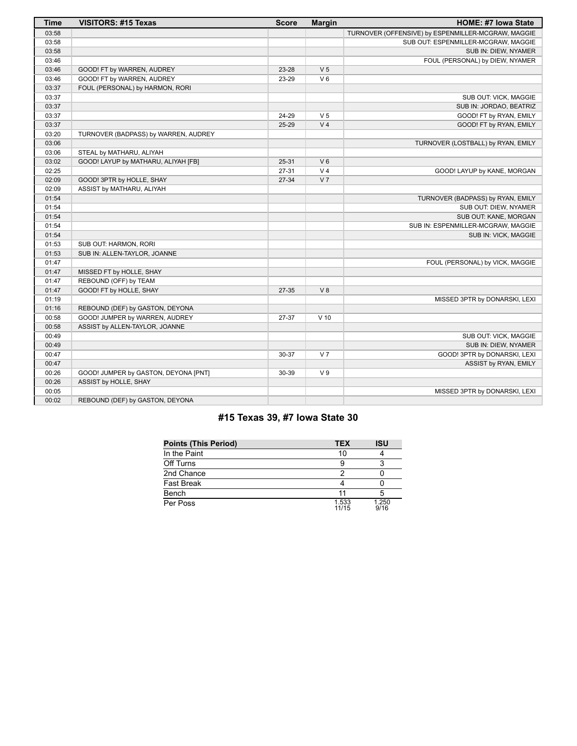| Time | VISITORS: #15 Texas | Score | Margin | HOME: #7 Iowa State |
|---|---|---|---|---|
| 03:58 | | | | TURNOVER (OFFENSIVE) by ESPENMILLER-MCGRAW, MAGGIE |
| 03:58 | | | | SUB OUT: ESPENMILLER-MCGRAW, MAGGIE |
| 03:58 | | | | SUB IN: DIEW, NYAMER |
| 03:46 | | | | FOUL (PERSONAL) by DIEW, NYAMER |
| 03:46 | GOOD! FT by WARREN, AUDREY | 23-28 | V 5 | |
| 03:46 | GOOD! FT by WARREN, AUDREY | 23-29 | V 6 | |
| 03:37 | FOUL (PERSONAL) by HARMON, RORI | | | |
| 03:37 | | | | SUB OUT: VICK, MAGGIE |
| 03:37 | | | | SUB IN: JORDAO, BEATRIZ |
| 03:37 | | 24-29 | V 5 | GOOD! FT by RYAN, EMILY |
| 03:37 | | 25-29 | V 4 | GOOD! FT by RYAN, EMILY |
| 03:20 | TURNOVER (BADPASS) by WARREN, AUDREY | | | |
| 03:06 | | | | TURNOVER (LOSTBALL) by RYAN, EMILY |
| 03:06 | STEAL by MATHARU, ALIYAH | | | |
| 03:02 | GOOD! LAYUP by MATHARU, ALIYAH [FB] | 25-31 | V 6 | |
| 02:25 | | 27-31 | V 4 | GOOD! LAYUP by KANE, MORGAN |
| 02:09 | GOOD! 3PTR by HOLLE, SHAY | 27-34 | V 7 | |
| 02:09 | ASSIST by MATHARU, ALIYAH | | | |
| 01:54 | | | | TURNOVER (BADPASS) by RYAN, EMILY |
| 01:54 | | | | SUB OUT: DIEW, NYAMER |
| 01:54 | | | | SUB OUT: KANE, MORGAN |
| 01:54 | | | | SUB IN: ESPENMILLER-MCGRAW, MAGGIE |
| 01:54 | | | | SUB IN: VICK, MAGGIE |
| 01:53 | SUB OUT: HARMON, RORI | | | |
| 01:53 | SUB IN: ALLEN-TAYLOR, JOANNE | | | |
| 01:47 | | | | FOUL (PERSONAL) by VICK, MAGGIE |
| 01:47 | MISSED FT by HOLLE, SHAY | | | |
| 01:47 | REBOUND (OFF) by TEAM | | | |
| 01:47 | GOOD! FT by HOLLE, SHAY | 27-35 | V 8 | |
| 01:19 | | | | MISSED 3PTR by DONARSKI, LEXI |
| 01:16 | REBOUND (DEF) by GASTON, DEYONA | | | |
| 00:58 | GOOD! JUMPER by WARREN, AUDREY | 27-37 | V 10 | |
| 00:58 | ASSIST by ALLEN-TAYLOR, JOANNE | | | |
| 00:49 | | | | SUB OUT: VICK, MAGGIE |
| 00:49 | | | | SUB IN: DIEW, NYAMER |
| 00:47 | | 30-37 | V 7 | GOOD! 3PTR by DONARSKI, LEXI |
| 00:47 | | | | ASSIST by RYAN, EMILY |
| 00:26 | GOOD! JUMPER by GASTON, DEYONA [PNT] | 30-39 | V 9 | |
| 00:26 | ASSIST by HOLLE, SHAY | | | |
| 00:05 | | | | MISSED 3PTR by DONARSKI, LEXI |
| 00:02 | REBOUND (DEF) by GASTON, DEYONA | | | |

## #15 Texas 39, #7 Iowa State 30

| Points (This Period) | TEX | ISU |
|---|---|---|
| In the Paint | 10 | 4 |
| Off Turns | 9 | 3 |
| 2nd Chance | 2 | 0 |
| Fast Break | 4 | 0 |
| Bench | 11 | 5 |
| Per Poss | 1.533 11/15 | 1.250 9/16 |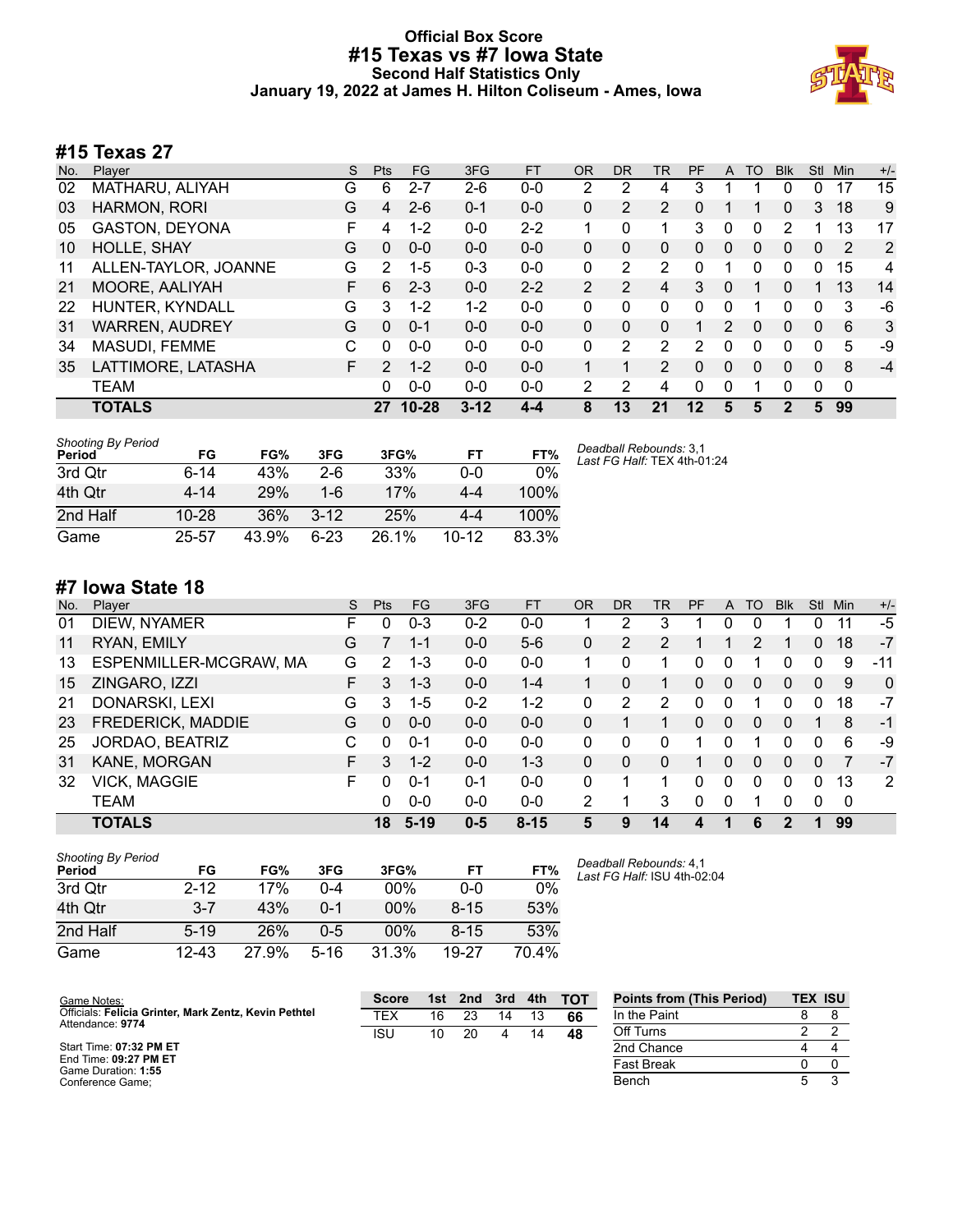# Official Box Score
# #15 Texas vs #7 Iowa State
## Second Half Statistics Only
### January 19, 2022 at James H. Hilton Coliseum - Ames, Iowa

## #15 Texas 27

| No. | Player | S | Pts | FG | 3FG | FT | OR | DR | TR | PF | A | TO | Blk | Stl | Min | +/- |
|---|---|---|---|---|---|---|---|---|---|---|---|---|---|---|---|---|
| 02 | MATHARU, ALIYAH | G | 6 | 2-7 | 2-6 | 0-0 | 2 | 2 | 4 | 3 | 1 | 1 | 0 | 0 | 17 | 15 |
| 03 | HARMON, RORI | G | 4 | 2-6 | 0-1 | 0-0 | 0 | 2 | 2 | 0 | 1 | 1 | 0 | 3 | 18 | 9 |
| 05 | GASTON, DEYONA | F | 4 | 1-2 | 0-0 | 2-2 | 1 | 0 | 1 | 3 | 0 | 0 | 2 | 1 | 13 | 17 |
| 10 | HOLLE, SHAY | G | 0 | 0-0 | 0-0 | 0-0 | 0 | 0 | 0 | 0 | 0 | 0 | 0 | 0 | 2 | 2 |
| 11 | ALLEN-TAYLOR, JOANNE | G | 2 | 1-5 | 0-3 | 0-0 | 0 | 2 | 2 | 0 | 1 | 0 | 0 | 0 | 15 | 4 |
| 21 | MOORE, AALIYAH | F | 6 | 2-3 | 0-0 | 2-2 | 2 | 2 | 4 | 3 | 0 | 1 | 0 | 1 | 13 | 14 |
| 22 | HUNTER, KYNDALL | G | 3 | 1-2 | 1-2 | 0-0 | 0 | 0 | 0 | 0 | 0 | 1 | 0 | 0 | 3 | -6 |
| 31 | WARREN, AUDREY | G | 0 | 0-1 | 0-0 | 0-0 | 0 | 0 | 0 | 1 | 2 | 0 | 0 | 0 | 6 | 3 |
| 34 | MASUDI, FEMME | C | 0 | 0-0 | 0-0 | 0-0 | 0 | 2 | 2 | 2 | 0 | 0 | 0 | 0 | 5 | -9 |
| 35 | LATTIMORE, LATASHA | F | 2 | 1-2 | 0-0 | 0-0 | 1 | 1 | 2 | 0 | 0 | 0 | 0 | 0 | 8 | -4 |
| | TEAM | | 0 | 0-0 | 0-0 | 0-0 | 2 | 2 | 4 | 0 | 0 | 1 | 0 | 0 | 0 | |
| | **TOTALS** | | **27** | **10-28** | **3-12** | **4-4** | **8** | **13** | **21** | **12** | **5** | **5** | **2** | **5** | **99** | |

*Shooting By Period*

| Period | FG | FG% | 3FG | 3FG% | FT | FT% |
|---|---|---|---|---|---|---|
| 3rd Qtr | 6-14 | 43% | 2-6 | 33% | 0-0 | 0% |
| 4th Qtr | 4-14 | 29% | 1-6 | 17% | 4-4 | 100% |
| 2nd Half | 10-28 | 36% | 3-12 | 25% | 4-4 | 100% |
| Game | 25-57 | 43.9% | 6-23 | 26.1% | 10-12 | 83.3% |

*Deadball Rebounds:* 3,1
*Last FG Half:* TEX 4th-01:24

## #7 Iowa State 18

| No. | Player | S | Pts | FG | 3FG | FT | OR | DR | TR | PF | A | TO | Blk | Stl | Min | +/- |
|---|---|---|---|---|---|---|---|---|---|---|---|---|---|---|---|---|
| 01 | DIEW, NYAMER | F | 0 | 0-3 | 0-2 | 0-0 | 1 | 2 | 3 | 1 | 0 | 0 | 1 | 0 | 11 | -5 |
| 11 | RYAN, EMILY | G | 7 | 1-1 | 0-0 | 5-6 | 0 | 2 | 2 | 1 | 1 | 2 | 1 | 0 | 18 | -7 |
| 13 | ESPENMILLER-MCGRAW, MA | G | 2 | 1-3 | 0-0 | 0-0 | 1 | 0 | 1 | 0 | 0 | 1 | 0 | 0 | 9 | -11 |
| 15 | ZINGARO, IZZI | F | 3 | 1-3 | 0-0 | 1-4 | 1 | 0 | 1 | 0 | 0 | 0 | 0 | 0 | 9 | 0 |
| 21 | DONARSKI, LEXI | G | 3 | 1-5 | 0-2 | 1-2 | 0 | 2 | 2 | 0 | 0 | 1 | 0 | 0 | 18 | -7 |
| 23 | FREDERICK, MADDIE | G | 0 | 0-0 | 0-0 | 0-0 | 0 | 1 | 1 | 0 | 0 | 0 | 0 | 1 | 8 | -1 |
| 25 | JORDAO, BEATRIZ | C | 0 | 0-1 | 0-0 | 0-0 | 0 | 0 | 0 | 1 | 0 | 1 | 0 | 0 | 6 | -9 |
| 31 | KANE, MORGAN | F | 3 | 1-2 | 0-0 | 1-3 | 0 | 0 | 0 | 1 | 0 | 0 | 0 | 0 | 7 | -7 |
| 32 | VICK, MAGGIE | F | 0 | 0-1 | 0-1 | 0-0 | 0 | 1 | 1 | 0 | 0 | 0 | 0 | 0 | 13 | 2 |
| | TEAM | | 0 | 0-0 | 0-0 | 0-0 | 2 | 1 | 3 | 0 | 0 | 1 | 0 | 0 | 0 | |
| | **TOTALS** | | **18** | **5-19** | **0-5** | **8-15** | **5** | **9** | **14** | **4** | **1** | **6** | **2** | **1** | **99** | |

*Shooting By Period*

| Period | FG | FG% | 3FG | 3FG% | FT | FT% |
|---|---|---|---|---|---|---|
| 3rd Qtr | 2-12 | 17% | 0-4 | 00% | 0-0 | 0% |
| 4th Qtr | 3-7 | 43% | 0-1 | 00% | 8-15 | 53% |
| 2nd Half | 5-19 | 26% | 0-5 | 00% | 8-15 | 53% |
| Game | 12-43 | 27.9% | 5-16 | 31.3% | 19-27 | 70.4% |

*Deadball Rebounds:* 4,1
*Last FG Half:* ISU 4th-02:04

Game Notes:
Officials: **Felicia Grinter, Mark Zentz, Kevin Pethtel**
Attendance: **9774**

Start Time: **07:32 PM ET**
End Time: **09:27 PM ET**
Game Duration: **1:55**
Conference Game;

| Score | 1st | 2nd | 3rd | 4th | TOT |
|---|---|---|---|---|---|
| TEX | 16 | 23 | 14 | 13 | **66** |
| ISU | 10 | 20 | 4 | 14 | **48** |

| Points from (This Period) | TEX | ISU |
|---|---|---|
| In the Paint | 8 | 8 |
| Off Turns | 2 | 2 |
| 2nd Chance | 4 | 4 |
| Fast Break | 0 | 0 |
| Bench | 5 | 3 |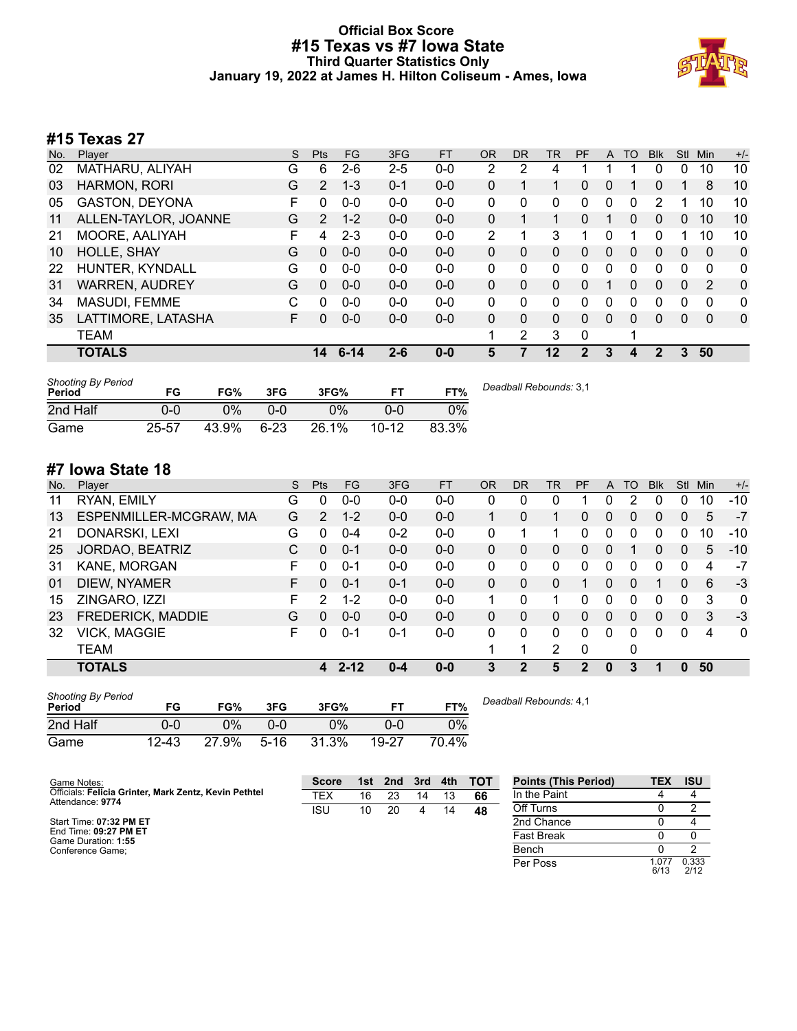# Official Box Score
## #15 Texas vs #7 Iowa State
### Third Quarter Statistics Only
### January 19, 2022 at James H. Hilton Coliseum - Ames, Iowa

## #15 Texas 27

| No. | Player | S | Pts | FG | 3FG | FT | OR | DR | TR | PF | A | TO | Blk | Stl | Min | +/- |
|---|---|---|---|---|---|---|---|---|---|---|---|---|---|---|---|---|
| 02 | MATHARU, ALIYAH | G | 6 | 2-6 | 2-5 | 0-0 | 2 | 2 | 4 | 1 | 1 | 1 | 0 | 0 | 10 | 10 |
| 03 | HARMON, RORI | G | 2 | 1-3 | 0-1 | 0-0 | 0 | 1 | 1 | 0 | 0 | 1 | 0 | 1 | 8 | 10 |
| 05 | GASTON, DEYONA | F | 0 | 0-0 | 0-0 | 0-0 | 0 | 0 | 0 | 0 | 0 | 0 | 2 | 1 | 10 | 10 |
| 11 | ALLEN-TAYLOR, JOANNE | G | 2 | 1-2 | 0-0 | 0-0 | 0 | 1 | 1 | 0 | 1 | 0 | 0 | 0 | 10 | 10 |
| 21 | MOORE, AALIYAH | F | 4 | 2-3 | 0-0 | 0-0 | 2 | 1 | 3 | 1 | 0 | 1 | 0 | 1 | 10 | 10 |
| 10 | HOLLE, SHAY | G | 0 | 0-0 | 0-0 | 0-0 | 0 | 0 | 0 | 0 | 0 | 0 | 0 | 0 | 0 | 0 |
| 22 | HUNTER, KYNDALL | G | 0 | 0-0 | 0-0 | 0-0 | 0 | 0 | 0 | 0 | 0 | 0 | 0 | 0 | 0 | 0 |
| 31 | WARREN, AUDREY | G | 0 | 0-0 | 0-0 | 0-0 | 0 | 0 | 0 | 0 | 1 | 0 | 0 | 0 | 2 | 0 |
| 34 | MASUDI, FEMME | C | 0 | 0-0 | 0-0 | 0-0 | 0 | 0 | 0 | 0 | 0 | 0 | 0 | 0 | 0 | 0 |
| 35 | LATTIMORE, LATASHA | F | 0 | 0-0 | 0-0 | 0-0 | 0 | 0 | 0 | 0 | 0 | 0 | 0 | 0 | 0 | 0 |
| | TEAM | | | | | | 1 | 2 | 3 | 0 | | 1 | | | | |
| | **TOTALS** | | **14** | **6-14** | **2-6** | **0-0** | **5** | **7** | **12** | **2** | **3** | **4** | **2** | **3** | **50** | |

| *Shooting By Period* Period | FG | FG% | 3FG | 3FG% | FT | FT% |
|---|---|---|---|---|---|---|
| 2nd Half | 0-0 | 0% | 0-0 | 0% | 0-0 | 0% |
| Game | 25-57 | 43.9% | 6-23 | 26.1% | 10-12 | 83.3% |

*Deadball Rebounds:* 3,1

## #7 Iowa State 18

| No. | Player | S | Pts | FG | 3FG | FT | OR | DR | TR | PF | A | TO | Blk | Stl | Min | +/- |
|---|---|---|---|---|---|---|---|---|---|---|---|---|---|---|---|---|
| 11 | RYAN, EMILY | G | 0 | 0-0 | 0-0 | 0-0 | 0 | 0 | 0 | 1 | 0 | 2 | 0 | 0 | 10 | -10 |
| 13 | ESPENMILLER-MCGRAW, MA | G | 2 | 1-2 | 0-0 | 0-0 | 1 | 0 | 1 | 0 | 0 | 0 | 0 | 0 | 5 | -7 |
| 21 | DONARSKI, LEXI | G | 0 | 0-4 | 0-2 | 0-0 | 0 | 1 | 1 | 0 | 0 | 0 | 0 | 0 | 10 | -10 |
| 25 | JORDAO, BEATRIZ | C | 0 | 0-1 | 0-0 | 0-0 | 0 | 0 | 0 | 0 | 0 | 1 | 0 | 0 | 5 | -10 |
| 31 | KANE, MORGAN | F | 0 | 0-1 | 0-0 | 0-0 | 0 | 0 | 0 | 0 | 0 | 0 | 0 | 0 | 4 | -7 |
| 01 | DIEW, NYAMER | F | 0 | 0-1 | 0-1 | 0-0 | 0 | 0 | 0 | 1 | 0 | 0 | 1 | 0 | 6 | -3 |
| 15 | ZINGARO, IZZI | F | 2 | 1-2 | 0-0 | 0-0 | 1 | 0 | 1 | 0 | 0 | 0 | 0 | 0 | 3 | 0 |
| 23 | FREDERICK, MADDIE | G | 0 | 0-0 | 0-0 | 0-0 | 0 | 0 | 0 | 0 | 0 | 0 | 0 | 0 | 3 | -3 |
| 32 | VICK, MAGGIE | F | 0 | 0-1 | 0-1 | 0-0 | 0 | 0 | 0 | 0 | 0 | 0 | 0 | 0 | 4 | 0 |
| | TEAM | | | | | | 1 | 1 | 2 | 0 | | 0 | | | | |
| | **TOTALS** | | **4** | **2-12** | **0-4** | **0-0** | **3** | **2** | **5** | **2** | **0** | **3** | **1** | **0** | **50** | |

| *Shooting By Period* Period | FG | FG% | 3FG | 3FG% | FT | FT% |
|---|---|---|---|---|---|---|
| 2nd Half | 0-0 | 0% | 0-0 | 0% | 0-0 | 0% |
| Game | 12-43 | 27.9% | 5-16 | 31.3% | 19-27 | 70.4% |

*Deadball Rebounds:* 4,1

Game Notes:
Officials: **Felicia Grinter, Mark Zentz, Kevin Pethtel**
Attendance: **9774**

Start Time: **07:32 PM ET**
End Time: **09:27 PM ET**
Game Duration: **1:55**
Conference Game;

| Score | 1st | 2nd | 3rd | 4th | TOT |
|---|---|---|---|---|---|
| TEX | 16 | 23 | 14 | 13 | **66** |
| ISU | 10 | 20 | 4 | 14 | **48** |

| Points (This Period) | TEX | ISU |
|---|---|---|
| In the Paint | 4 | 4 |
| Off Turns | 0 | 2 |
| 2nd Chance | 0 | 4 |
| Fast Break | 0 | 0 |
| Bench | 0 | 2 |
| Per Poss | 1.077 6/13 | 0.333 2/12 |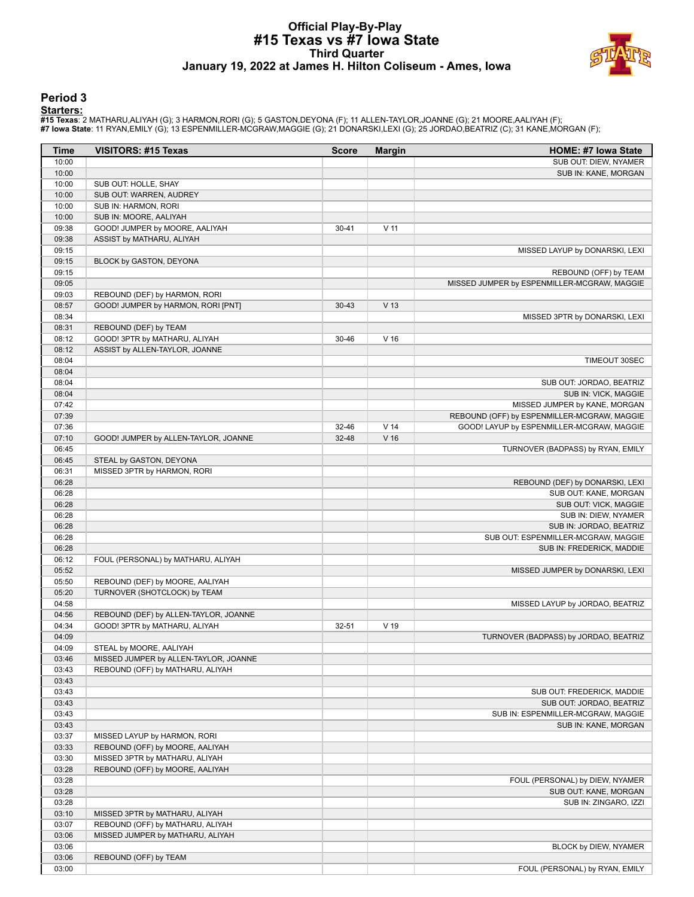# Official Play-By-Play
## #15 Texas vs #7 Iowa State
### Third Quarter
### January 19, 2022 at James H. Hilton Coliseum - Ames, Iowa

## Period 3

**Starters:**

**#15 Texas**: 2 MATHARU,ALIYAH (G); 3 HARMON,RORI (G); 5 GASTON,DEYONA (F); 11 ALLEN-TAYLOR,JOANNE (G); 21 MOORE,AALIYAH (F);
**#7 Iowa State**: 11 RYAN,EMILY (G); 13 ESPENMILLER-MCGRAW,MAGGIE (G); 21 DONARSKI,LEXI (G); 25 JORDAO,BEATRIZ (C); 31 KANE,MORGAN (F);

| Time | VISITORS: #15 Texas | Score | Margin | HOME: #7 Iowa State |
|---|---|---|---|---|
| 10:00 | | | | SUB OUT: DIEW, NYAMER |
| 10:00 | | | | SUB IN: KANE, MORGAN |
| 10:00 | SUB OUT: HOLLE, SHAY | | | |
| 10:00 | SUB OUT: WARREN, AUDREY | | | |
| 10:00 | SUB IN: HARMON, RORI | | | |
| 10:00 | SUB IN: MOORE, AALIYAH | | | |
| 09:38 | GOOD! JUMPER by MOORE, AALIYAH | 30-41 | V 11 | |
| 09:38 | ASSIST by MATHARU, ALIYAH | | | |
| 09:15 | | | | MISSED LAYUP by DONARSKI, LEXI |
| 09:15 | BLOCK by GASTON, DEYONA | | | |
| 09:15 | | | | REBOUND (OFF) by TEAM |
| 09:05 | | | | MISSED JUMPER by ESPENMILLER-MCGRAW, MAGGIE |
| 09:03 | REBOUND (DEF) by HARMON, RORI | | | |
| 08:57 | GOOD! JUMPER by HARMON, RORI [PNT] | 30-43 | V 13 | |
| 08:34 | | | | MISSED 3PTR by DONARSKI, LEXI |
| 08:31 | REBOUND (DEF) by TEAM | | | |
| 08:12 | GOOD! 3PTR by MATHARU, ALIYAH | 30-46 | V 16 | |
| 08:12 | ASSIST by ALLEN-TAYLOR, JOANNE | | | |
| 08:04 | | | | TIMEOUT 30SEC |
| 08:04 | | | | |
| 08:04 | | | | SUB OUT: JORDAO, BEATRIZ |
| 08:04 | | | | SUB IN: VICK, MAGGIE |
| 07:42 | | | | MISSED JUMPER by KANE, MORGAN |
| 07:39 | | | | REBOUND (OFF) by ESPENMILLER-MCGRAW, MAGGIE |
| 07:36 | | 32-46 | V 14 | GOOD! LAYUP by ESPENMILLER-MCGRAW, MAGGIE |
| 07:10 | GOOD! JUMPER by ALLEN-TAYLOR, JOANNE | 32-48 | V 16 | |
| 06:45 | | | | TURNOVER (BADPASS) by RYAN, EMILY |
| 06:45 | STEAL by GASTON, DEYONA | | | |
| 06:31 | MISSED 3PTR by HARMON, RORI | | | |
| 06:28 | | | | REBOUND (DEF) by DONARSKI, LEXI |
| 06:28 | | | | SUB OUT: KANE, MORGAN |
| 06:28 | | | | SUB OUT: VICK, MAGGIE |
| 06:28 | | | | SUB IN: DIEW, NYAMER |
| 06:28 | | | | SUB IN: JORDAO, BEATRIZ |
| 06:28 | | | | SUB OUT: ESPENMILLER-MCGRAW, MAGGIE |
| 06:28 | | | | SUB IN: FREDERICK, MADDIE |
| 06:12 | FOUL (PERSONAL) by MATHARU, ALIYAH | | | |
| 05:52 | | | | MISSED JUMPER by DONARSKI, LEXI |
| 05:50 | REBOUND (DEF) by MOORE, AALIYAH | | | |
| 05:20 | TURNOVER (SHOTCLOCK) by TEAM | | | |
| 04:58 | | | | MISSED LAYUP by JORDAO, BEATRIZ |
| 04:56 | REBOUND (DEF) by ALLEN-TAYLOR, JOANNE | | | |
| 04:34 | GOOD! 3PTR by MATHARU, ALIYAH | 32-51 | V 19 | |
| 04:09 | | | | TURNOVER (BADPASS) by JORDAO, BEATRIZ |
| 04:09 | STEAL by MOORE, AALIYAH | | | |
| 03:46 | MISSED JUMPER by ALLEN-TAYLOR, JOANNE | | | |
| 03:43 | REBOUND (OFF) by MATHARU, ALIYAH | | | |
| 03:43 | | | | |
| 03:43 | | | | SUB OUT: FREDERICK, MADDIE |
| 03:43 | | | | SUB OUT: JORDAO, BEATRIZ |
| 03:43 | | | | SUB IN: ESPENMILLER-MCGRAW, MAGGIE |
| 03:43 | | | | SUB IN: KANE, MORGAN |
| 03:37 | MISSED LAYUP by HARMON, RORI | | | |
| 03:33 | REBOUND (OFF) by MOORE, AALIYAH | | | |
| 03:30 | MISSED 3PTR by MATHARU, ALIYAH | | | |
| 03:28 | REBOUND (OFF) by MOORE, AALIYAH | | | |
| 03:28 | | | | FOUL (PERSONAL) by DIEW, NYAMER |
| 03:28 | | | | SUB OUT: KANE, MORGAN |
| 03:28 | | | | SUB IN: ZINGARO, IZZI |
| 03:10 | MISSED 3PTR by MATHARU, ALIYAH | | | |
| 03:07 | REBOUND (OFF) by MATHARU, ALIYAH | | | |
| 03:06 | MISSED JUMPER by MATHARU, ALIYAH | | | |
| 03:06 | | | | BLOCK by DIEW, NYAMER |
| 03:06 | REBOUND (OFF) by TEAM | | | |
| 03:00 | | | | FOUL (PERSONAL) by RYAN, EMILY |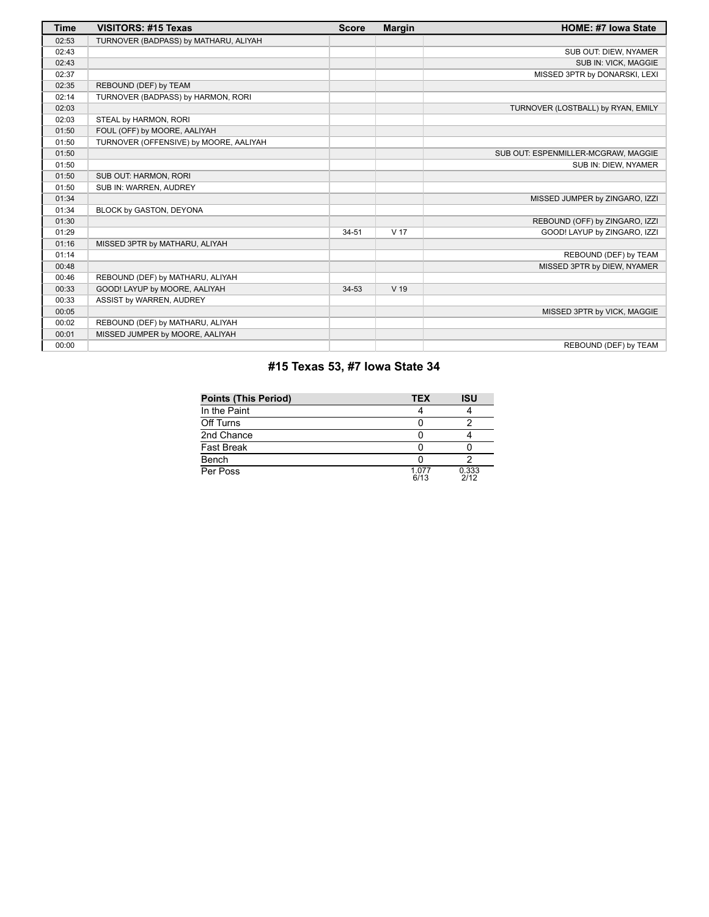| Time | VISITORS: #15 Texas | Score | Margin | HOME: #7 Iowa State |
|---|---|---|---|---|
| 02:53 | TURNOVER (BADPASS) by MATHARU, ALIYAH | | | |
| 02:43 | | | | SUB OUT: DIEW, NYAMER |
| 02:43 | | | | SUB IN: VICK, MAGGIE |
| 02:37 | | | | MISSED 3PTR by DONARSKI, LEXI |
| 02:35 | REBOUND (DEF) by TEAM | | | |
| 02:14 | TURNOVER (BADPASS) by HARMON, RORI | | | |
| 02:03 | | | | TURNOVER (LOSTBALL) by RYAN, EMILY |
| 02:03 | STEAL by HARMON, RORI | | | |
| 01:50 | FOUL (OFF) by MOORE, AALIYAH | | | |
| 01:50 | TURNOVER (OFFENSIVE) by MOORE, AALIYAH | | | |
| 01:50 | | | | SUB OUT: ESPENMILLER-MCGRAW, MAGGIE |
| 01:50 | | | | SUB IN: DIEW, NYAMER |
| 01:50 | SUB OUT: HARMON, RORI | | | |
| 01:50 | SUB IN: WARREN, AUDREY | | | |
| 01:34 | | | | MISSED JUMPER by ZINGARO, IZZI |
| 01:34 | BLOCK by GASTON, DEYONA | | | |
| 01:30 | | | | REBOUND (OFF) by ZINGARO, IZZI |
| 01:29 | | 34-51 | V 17 | GOOD! LAYUP by ZINGARO, IZZI |
| 01:16 | MISSED 3PTR by MATHARU, ALIYAH | | | |
| 01:14 | | | | REBOUND (DEF) by TEAM |
| 00:48 | | | | MISSED 3PTR by DIEW, NYAMER |
| 00:46 | REBOUND (DEF) by MATHARU, ALIYAH | | | |
| 00:33 | GOOD! LAYUP by MOORE, AALIYAH | 34-53 | V 19 | |
| 00:33 | ASSIST by WARREN, AUDREY | | | |
| 00:05 | | | | MISSED 3PTR by VICK, MAGGIE |
| 00:02 | REBOUND (DEF) by MATHARU, ALIYAH | | | |
| 00:01 | MISSED JUMPER by MOORE, AALIYAH | | | |
| 00:00 | | | | REBOUND (DEF) by TEAM |

## #15 Texas 53, #7 Iowa State 34

| Points (This Period) | TEX | ISU |
|---|---|---|
| In the Paint | 4 | 4 |
| Off Turns | 0 | 2 |
| 2nd Chance | 0 | 4 |
| Fast Break | 0 | 0 |
| Bench | 0 | 2 |
| Per Poss | 1.077 6/13 | 0.333 2/12 |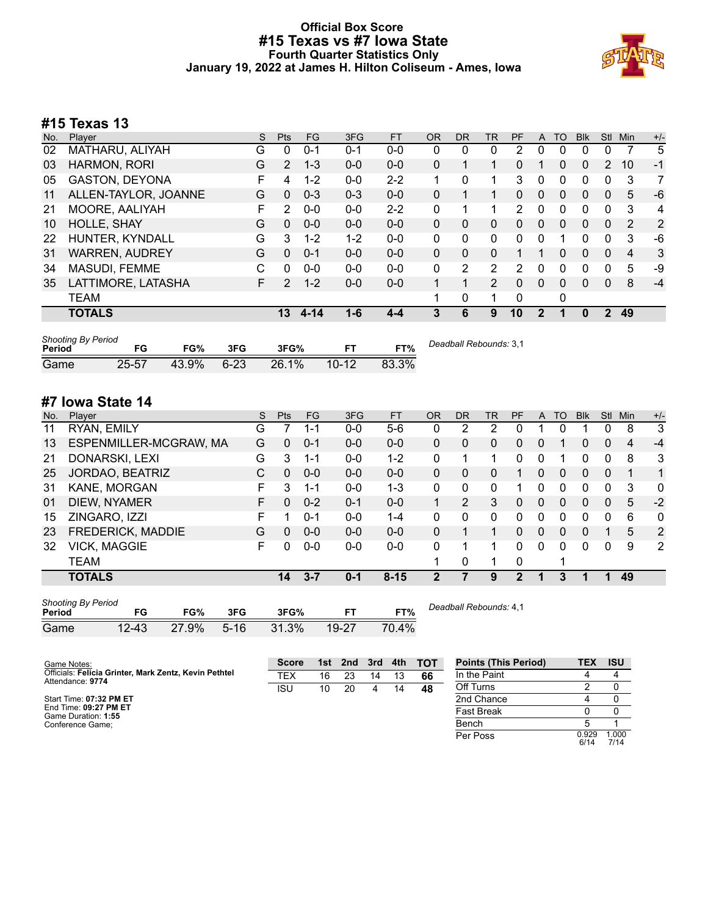# Official Box Score
## #15 Texas vs #7 Iowa State
### Fourth Quarter Statistics Only
### January 19, 2022 at James H. Hilton Coliseum - Ames, Iowa

## #15 Texas 13

| No. | Player | S | Pts | FG | 3FG | FT | OR | DR | TR | PF | A | TO | Blk | Stl | Min | +/- |
|---|---|---|---|---|---|---|---|---|---|---|---|---|---|---|---|---|
| 02 | MATHARU, ALIYAH | G | 0 | 0-1 | 0-1 | 0-0 | 0 | 0 | 0 | 2 | 0 | 0 | 0 | 0 | 7 | 5 |
| 03 | HARMON, RORI | G | 2 | 1-3 | 0-0 | 0-0 | 0 | 1 | 1 | 0 | 1 | 0 | 0 | 2 | 10 | -1 |
| 05 | GASTON, DEYONA | F | 4 | 1-2 | 0-0 | 2-2 | 1 | 0 | 1 | 3 | 0 | 0 | 0 | 0 | 3 | 7 |
| 11 | ALLEN-TAYLOR, JOANNE | G | 0 | 0-3 | 0-3 | 0-0 | 0 | 1 | 1 | 0 | 0 | 0 | 0 | 0 | 5 | -6 |
| 21 | MOORE, AALIYAH | F | 2 | 0-0 | 0-0 | 2-2 | 0 | 1 | 1 | 2 | 0 | 0 | 0 | 0 | 3 | 4 |
| 10 | HOLLE, SHAY | G | 0 | 0-0 | 0-0 | 0-0 | 0 | 0 | 0 | 0 | 0 | 0 | 0 | 0 | 2 | 2 |
| 22 | HUNTER, KYNDALL | G | 3 | 1-2 | 1-2 | 0-0 | 0 | 0 | 0 | 0 | 0 | 1 | 0 | 0 | 3 | -6 |
| 31 | WARREN, AUDREY | G | 0 | 0-1 | 0-0 | 0-0 | 0 | 0 | 0 | 1 | 1 | 0 | 0 | 0 | 4 | 3 |
| 34 | MASUDI, FEMME | C | 0 | 0-0 | 0-0 | 0-0 | 0 | 2 | 2 | 2 | 0 | 0 | 0 | 0 | 5 | -9 |
| 35 | LATTIMORE, LATASHA | F | 2 | 1-2 | 0-0 | 0-0 | 1 | 1 | 2 | 0 | 0 | 0 | 0 | 0 | 8 | -4 |
| | TEAM | | | | | | 1 | 0 | 1 | 0 | | 0 | | | | |
| | **TOTALS** | | **13** | **4-14** | **1-6** | **4-4** | **3** | **6** | **9** | **10** | **2** | **1** | **0** | **2** | **49** | |

*Shooting By Period*

| Period | FG | FG% | 3FG | 3FG% | FT | FT% |
|---|---|---|---|---|---|---|
| Game | 25-57 | 43.9% | 6-23 | 26.1% | 10-12 | 83.3% |

*Deadball Rebounds:* 3,1

## #7 Iowa State 14

| No. | Player | S | Pts | FG | 3FG | FT | OR | DR | TR | PF | A | TO | Blk | Stl | Min | +/- |
|---|---|---|---|---|---|---|---|---|---|---|---|---|---|---|---|---|
| 11 | RYAN, EMILY | G | 7 | 1-1 | 0-0 | 5-6 | 0 | 2 | 2 | 0 | 1 | 0 | 1 | 0 | 8 | 3 |
| 13 | ESPENMILLER-MCGRAW, MA | G | 0 | 0-1 | 0-0 | 0-0 | 0 | 0 | 0 | 0 | 0 | 1 | 0 | 0 | 4 | -4 |
| 21 | DONARSKI, LEXI | G | 3 | 1-1 | 0-0 | 1-2 | 0 | 1 | 1 | 0 | 0 | 1 | 0 | 0 | 8 | 3 |
| 25 | JORDAO, BEATRIZ | C | 0 | 0-0 | 0-0 | 0-0 | 0 | 0 | 0 | 1 | 0 | 0 | 0 | 0 | 1 | 1 |
| 31 | KANE, MORGAN | F | 3 | 1-1 | 0-0 | 1-3 | 0 | 0 | 0 | 1 | 0 | 0 | 0 | 0 | 3 | 0 |
| 01 | DIEW, NYAMER | F | 0 | 0-2 | 0-1 | 0-0 | 1 | 2 | 3 | 0 | 0 | 0 | 0 | 0 | 5 | -2 |
| 15 | ZINGARO, IZZI | F | 1 | 0-1 | 0-0 | 1-4 | 0 | 0 | 0 | 0 | 0 | 0 | 0 | 0 | 6 | 0 |
| 23 | FREDERICK, MADDIE | G | 0 | 0-0 | 0-0 | 0-0 | 0 | 1 | 1 | 0 | 0 | 0 | 0 | 1 | 5 | 2 |
| 32 | VICK, MAGGIE | F | 0 | 0-0 | 0-0 | 0-0 | 0 | 1 | 1 | 0 | 0 | 0 | 0 | 0 | 9 | 2 |
| | TEAM | | | | | | 1 | 0 | 1 | 0 | | 1 | | | | |
| | **TOTALS** | | **14** | **3-7** | **0-1** | **8-15** | **2** | **7** | **9** | **2** | **1** | **3** | **1** | **1** | **49** | |

*Shooting By Period*

| Period | FG | FG% | 3FG | 3FG% | FT | FT% |
|---|---|---|---|---|---|---|
| Game | 12-43 | 27.9% | 5-16 | 31.3% | 19-27 | 70.4% |

*Deadball Rebounds:* 4,1

Game Notes:
Officials: **Felicia Grinter, Mark Zentz, Kevin Pethtel**
Attendance: **9774**

Start Time: **07:32 PM ET**
End Time: **09:27 PM ET**
Game Duration: **1:55**
Conference Game;

| Score | 1st | 2nd | 3rd | 4th | TOT |
|---|---|---|---|---|---|
| TEX | 16 | 23 | 14 | 13 | **66** |
| ISU | 10 | 20 | 4 | 14 | **48** |

| Points (This Period) | TEX | ISU |
|---|---|---|
| In the Paint | 4 | 4 |
| Off Turns | 2 | 0 |
| 2nd Chance | 4 | 0 |
| Fast Break | 0 | 0 |
| Bench | 5 | 1 |
| Per Poss | 0.929 6/14 | 1.000 7/14 |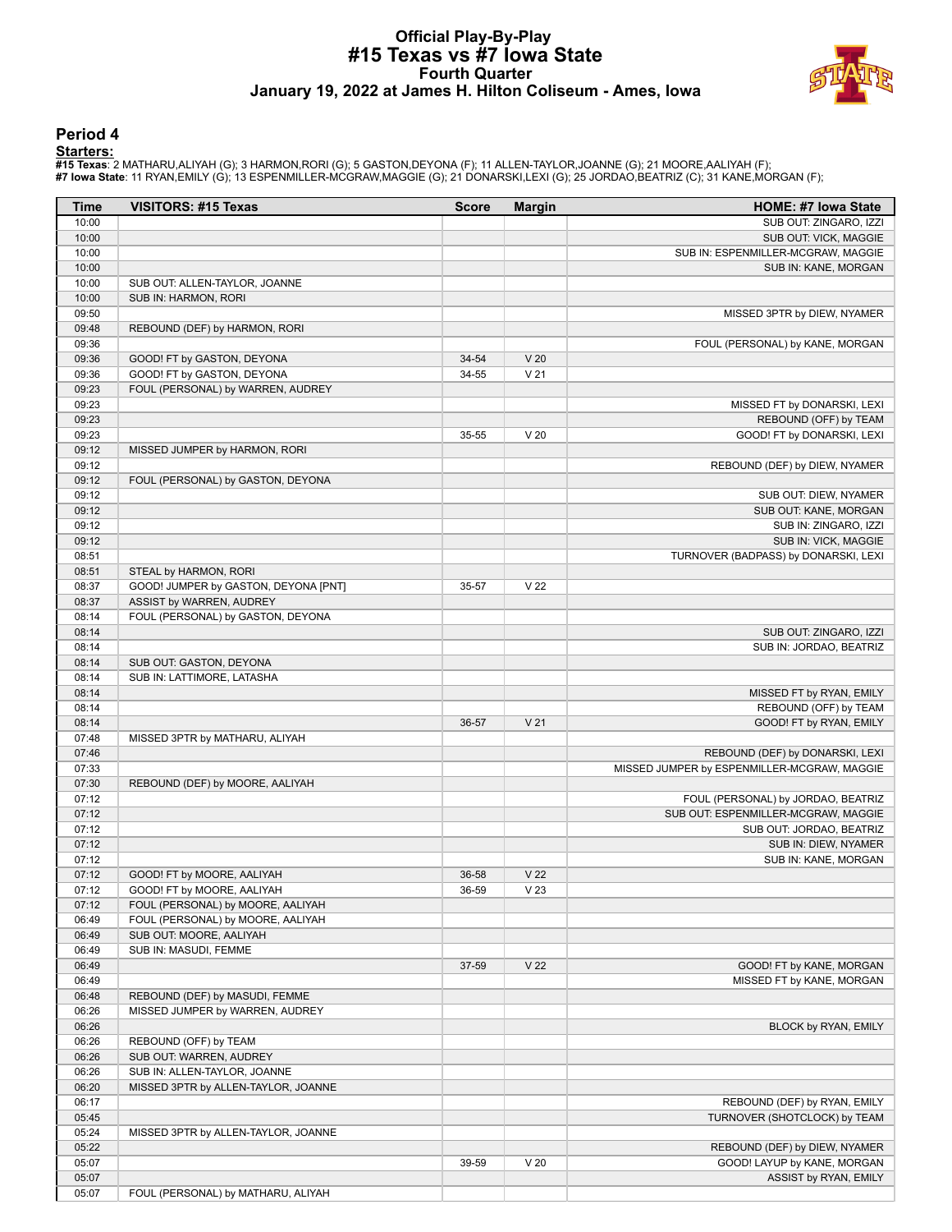# Official Play-By-Play
## #15 Texas vs #7 Iowa State
### Fourth Quarter
### January 19, 2022 at James H. Hilton Coliseum - Ames, Iowa

## Period 4

**Starters:**

**#15 Texas**: 2 MATHARU,ALIYAH (G); 3 HARMON,RORI (G); 5 GASTON,DEYONA (F); 11 ALLEN-TAYLOR,JOANNE (G); 21 MOORE,AALIYAH (F);
**#7 Iowa State**: 11 RYAN,EMILY (G); 13 ESPENMILLER-MCGRAW,MAGGIE (G); 21 DONARSKI,LEXI (G); 25 JORDAO,BEATRIZ (C); 31 KANE,MORGAN (F);

| Time | VISITORS: #15 Texas | Score | Margin | HOME: #7 Iowa State |
|---|---|---|---|---|
| 10:00 | | | | SUB OUT: ZINGARO, IZZI |
| 10:00 | | | | SUB OUT: VICK, MAGGIE |
| 10:00 | | | | SUB IN: ESPENMILLER-MCGRAW, MAGGIE |
| 10:00 | | | | SUB IN: KANE, MORGAN |
| 10:00 | SUB OUT: ALLEN-TAYLOR, JOANNE | | | |
| 10:00 | SUB IN: HARMON, RORI | | | |
| 09:50 | | | | MISSED 3PTR by DIEW, NYAMER |
| 09:48 | REBOUND (DEF) by HARMON, RORI | | | |
| 09:36 | | | | FOUL (PERSONAL) by KANE, MORGAN |
| 09:36 | GOOD! FT by GASTON, DEYONA | 34-54 | V 20 | |
| 09:36 | GOOD! FT by GASTON, DEYONA | 34-55 | V 21 | |
| 09:23 | FOUL (PERSONAL) by WARREN, AUDREY | | | |
| 09:23 | | | | MISSED FT by DONARSKI, LEXI |
| 09:23 | | | | REBOUND (OFF) by TEAM |
| 09:23 | | 35-55 | V 20 | GOOD! FT by DONARSKI, LEXI |
| 09:12 | MISSED JUMPER by HARMON, RORI | | | |
| 09:12 | | | | REBOUND (DEF) by DIEW, NYAMER |
| 09:12 | FOUL (PERSONAL) by GASTON, DEYONA | | | |
| 09:12 | | | | SUB OUT: DIEW, NYAMER |
| 09:12 | | | | SUB OUT: KANE, MORGAN |
| 09:12 | | | | SUB IN: ZINGARO, IZZI |
| 09:12 | | | | SUB IN: VICK, MAGGIE |
| 08:51 | | | | TURNOVER (BADPASS) by DONARSKI, LEXI |
| 08:51 | STEAL by HARMON, RORI | | | |
| 08:37 | GOOD! JUMPER by GASTON, DEYONA [PNT] | 35-57 | V 22 | |
| 08:37 | ASSIST by WARREN, AUDREY | | | |
| 08:14 | FOUL (PERSONAL) by GASTON, DEYONA | | | |
| 08:14 | | | | SUB OUT: ZINGARO, IZZI |
| 08:14 | | | | SUB IN: JORDAO, BEATRIZ |
| 08:14 | SUB OUT: GASTON, DEYONA | | | |
| 08:14 | SUB IN: LATTIMORE, LATASHA | | | |
| 08:14 | | | | MISSED FT by RYAN, EMILY |
| 08:14 | | | | REBOUND (OFF) by TEAM |
| 08:14 | | 36-57 | V 21 | GOOD! FT by RYAN, EMILY |
| 07:48 | MISSED 3PTR by MATHARU, ALIYAH | | | |
| 07:46 | | | | REBOUND (DEF) by DONARSKI, LEXI |
| 07:33 | | | | MISSED JUMPER by ESPENMILLER-MCGRAW, MAGGIE |
| 07:30 | REBOUND (DEF) by MOORE, AALIYAH | | | |
| 07:12 | | | | FOUL (PERSONAL) by JORDAO, BEATRIZ |
| 07:12 | | | | SUB OUT: ESPENMILLER-MCGRAW, MAGGIE |
| 07:12 | | | | SUB OUT: JORDAO, BEATRIZ |
| 07:12 | | | | SUB IN: DIEW, NYAMER |
| 07:12 | | | | SUB IN: KANE, MORGAN |
| 07:12 | GOOD! FT by MOORE, AALIYAH | 36-58 | V 22 | |
| 07:12 | GOOD! FT by MOORE, AALIYAH | 36-59 | V 23 | |
| 07:12 | FOUL (PERSONAL) by MOORE, AALIYAH | | | |
| 06:49 | FOUL (PERSONAL) by MOORE, AALIYAH | | | |
| 06:49 | SUB OUT: MOORE, AALIYAH | | | |
| 06:49 | SUB IN: MASUDI, FEMME | | | |
| 06:49 | | 37-59 | V 22 | GOOD! FT by KANE, MORGAN |
| 06:49 | | | | MISSED FT by KANE, MORGAN |
| 06:48 | REBOUND (DEF) by MASUDI, FEMME | | | |
| 06:26 | MISSED JUMPER by WARREN, AUDREY | | | |
| 06:26 | | | | BLOCK by RYAN, EMILY |
| 06:26 | REBOUND (OFF) by TEAM | | | |
| 06:26 | SUB OUT: WARREN, AUDREY | | | |
| 06:26 | SUB IN: ALLEN-TAYLOR, JOANNE | | | |
| 06:20 | MISSED 3PTR by ALLEN-TAYLOR, JOANNE | | | |
| 06:17 | | | | REBOUND (DEF) by RYAN, EMILY |
| 05:45 | | | | TURNOVER (SHOTCLOCK) by TEAM |
| 05:24 | MISSED 3PTR by ALLEN-TAYLOR, JOANNE | | | |
| 05:22 | | | | REBOUND (DEF) by DIEW, NYAMER |
| 05:07 | | 39-59 | V 20 | GOOD! LAYUP by KANE, MORGAN |
| 05:07 | | | | ASSIST by RYAN, EMILY |
| 05:07 | FOUL (PERSONAL) by MATHARU, ALIYAH | | | |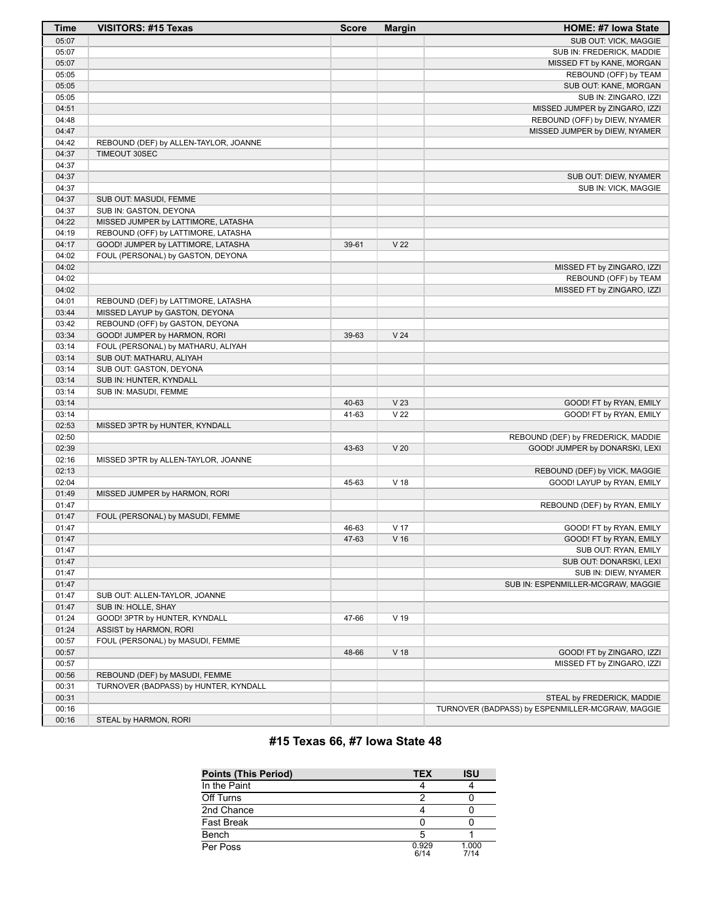| Time | VISITORS: #15 Texas | Score | Margin | HOME: #7 Iowa State |
|---|---|---|---|---|
| 05:07 | | | | SUB OUT: VICK, MAGGIE |
| 05:07 | | | | SUB IN: FREDERICK, MADDIE |
| 05:07 | | | | MISSED FT by KANE, MORGAN |
| 05:05 | | | | REBOUND (OFF) by TEAM |
| 05:05 | | | | SUB OUT: KANE, MORGAN |
| 05:05 | | | | SUB IN: ZINGARO, IZZI |
| 04:51 | | | | MISSED JUMPER by ZINGARO, IZZI |
| 04:48 | | | | REBOUND (OFF) by DIEW, NYAMER |
| 04:47 | | | | MISSED JUMPER by DIEW, NYAMER |
| 04:42 | REBOUND (DEF) by ALLEN-TAYLOR, JOANNE | | | |
| 04:37 | TIMEOUT 30SEC | | | |
| 04:37 | | | | |
| 04:37 | | | | SUB OUT: DIEW, NYAMER |
| 04:37 | | | | SUB IN: VICK, MAGGIE |
| 04:37 | SUB OUT: MASUDI, FEMME | | | |
| 04:37 | SUB IN: GASTON, DEYONA | | | |
| 04:22 | MISSED JUMPER by LATTIMORE, LATASHA | | | |
| 04:19 | REBOUND (OFF) by LATTIMORE, LATASHA | | | |
| 04:17 | GOOD! JUMPER by LATTIMORE, LATASHA | 39-61 | V 22 | |
| 04:02 | FOUL (PERSONAL) by GASTON, DEYONA | | | |
| 04:02 | | | | MISSED FT by ZINGARO, IZZI |
| 04:02 | | | | REBOUND (OFF) by TEAM |
| 04:02 | | | | MISSED FT by ZINGARO, IZZI |
| 04:01 | REBOUND (DEF) by LATTIMORE, LATASHA | | | |
| 03:44 | MISSED LAYUP by GASTON, DEYONA | | | |
| 03:42 | REBOUND (OFF) by GASTON, DEYONA | | | |
| 03:34 | GOOD! JUMPER by HARMON, RORI | 39-63 | V 24 | |
| 03:14 | FOUL (PERSONAL) by MATHARU, ALIYAH | | | |
| 03:14 | SUB OUT: MATHARU, ALIYAH | | | |
| 03:14 | SUB OUT: GASTON, DEYONA | | | |
| 03:14 | SUB IN: HUNTER, KYNDALL | | | |
| 03:14 | SUB IN: MASUDI, FEMME | | | |
| 03:14 | | 40-63 | V 23 | GOOD! FT by RYAN, EMILY |
| 03:14 | | 41-63 | V 22 | GOOD! FT by RYAN, EMILY |
| 02:53 | MISSED 3PTR by HUNTER, KYNDALL | | | |
| 02:50 | | | | REBOUND (DEF) by FREDERICK, MADDIE |
| 02:39 | | 43-63 | V 20 | GOOD! JUMPER by DONARSKI, LEXI |
| 02:16 | MISSED 3PTR by ALLEN-TAYLOR, JOANNE | | | |
| 02:13 | | | | REBOUND (DEF) by VICK, MAGGIE |
| 02:04 | | 45-63 | V 18 | GOOD! LAYUP by RYAN, EMILY |
| 01:49 | MISSED JUMPER by HARMON, RORI | | | |
| 01:47 | | | | REBOUND (DEF) by RYAN, EMILY |
| 01:47 | FOUL (PERSONAL) by MASUDI, FEMME | | | |
| 01:47 | | 46-63 | V 17 | GOOD! FT by RYAN, EMILY |
| 01:47 | | 47-63 | V 16 | GOOD! FT by RYAN, EMILY |
| 01:47 | | | | SUB OUT: RYAN, EMILY |
| 01:47 | | | | SUB OUT: DONARSKI, LEXI |
| 01:47 | | | | SUB IN: DIEW, NYAMER |
| 01:47 | | | | SUB IN: ESPENMILLER-MCGRAW, MAGGIE |
| 01:47 | SUB OUT: ALLEN-TAYLOR, JOANNE | | | |
| 01:47 | SUB IN: HOLLE, SHAY | | | |
| 01:24 | GOOD! 3PTR by HUNTER, KYNDALL | 47-66 | V 19 | |
| 01:24 | ASSIST by HARMON, RORI | | | |
| 00:57 | FOUL (PERSONAL) by MASUDI, FEMME | | | |
| 00:57 | | 48-66 | V 18 | GOOD! FT by ZINGARO, IZZI |
| 00:57 | | | | MISSED FT by ZINGARO, IZZI |
| 00:56 | REBOUND (DEF) by MASUDI, FEMME | | | |
| 00:31 | TURNOVER (BADPASS) by HUNTER, KYNDALL | | | |
| 00:31 | | | | STEAL by FREDERICK, MADDIE |
| 00:16 | | | | TURNOVER (BADPASS) by ESPENMILLER-MCGRAW, MAGGIE |
| 00:16 | STEAL by HARMON, RORI | | | |

## #15 Texas 66, #7 Iowa State 48

| Points (This Period) | TEX | ISU |
|---|---|---|
| In the Paint | 4 | 4 |
| Off Turns | 2 | 0 |
| 2nd Chance | 4 | 0 |
| Fast Break | 0 | 0 |
| Bench | 5 | 1 |
| Per Poss | 0.929 6/14 | 1.000 7/14 |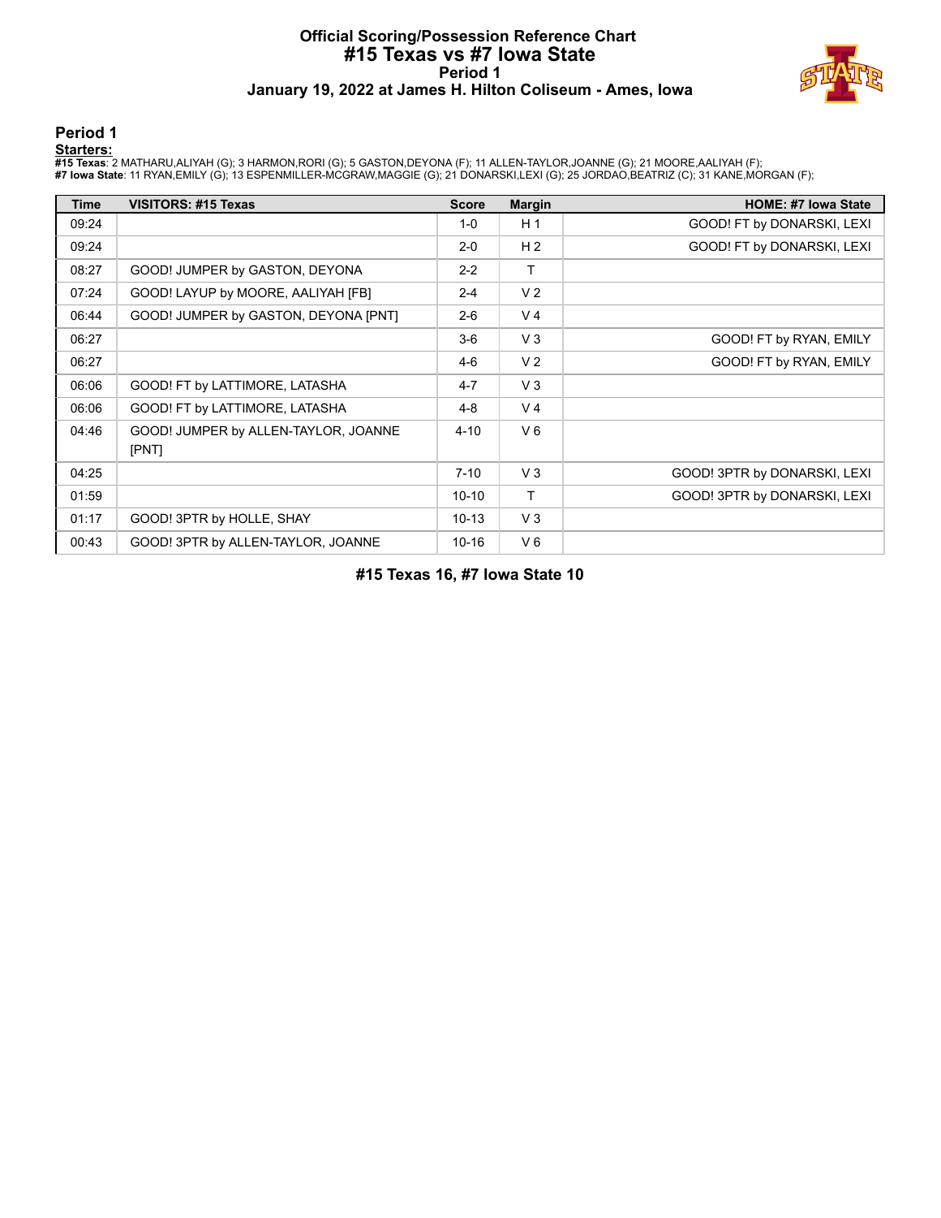# Official Scoring/Possession Reference Chart
## #15 Texas vs #7 Iowa State
### Period 1
### January 19, 2022 at James H. Hilton Coliseum - Ames, Iowa

## Period 1

**Starters:**

**#15 Texas**: 2 MATHARU,ALIYAH (G); 3 HARMON,RORI (G); 5 GASTON,DEYONA (F); 11 ALLEN-TAYLOR,JOANNE (G); 21 MOORE,AALIYAH (F);
**#7 Iowa State**: 11 RYAN,EMILY (G); 13 ESPENMILLER-MCGRAW,MAGGIE (G); 21 DONARSKI,LEXI (G); 25 JORDAO,BEATRIZ (C); 31 KANE,MORGAN (F);

| Time | VISITORS: #15 Texas | Score | Margin | HOME: #7 Iowa State |
|---|---|---|---|---|
| 09:24 | | 1-0 | H 1 | GOOD! FT by DONARSKI, LEXI |
| 09:24 | | 2-0 | H 2 | GOOD! FT by DONARSKI, LEXI |
| 08:27 | GOOD! JUMPER by GASTON, DEYONA | 2-2 | T | |
| 07:24 | GOOD! LAYUP by MOORE, AALIYAH [FB] | 2-4 | V 2 | |
| 06:44 | GOOD! JUMPER by GASTON, DEYONA [PNT] | 2-6 | V 4 | |
| 06:27 | | 3-6 | V 3 | GOOD! FT by RYAN, EMILY |
| 06:27 | | 4-6 | V 2 | GOOD! FT by RYAN, EMILY |
| 06:06 | GOOD! FT by LATTIMORE, LATASHA | 4-7 | V 3 | |
| 06:06 | GOOD! FT by LATTIMORE, LATASHA | 4-8 | V 4 | |
| 04:46 | GOOD! JUMPER by ALLEN-TAYLOR, JOANNE [PNT] | 4-10 | V 6 | |
| 04:25 | | 7-10 | V 3 | GOOD! 3PTR by DONARSKI, LEXI |
| 01:59 | | 10-10 | T | GOOD! 3PTR by DONARSKI, LEXI |
| 01:17 | GOOD! 3PTR by HOLLE, SHAY | 10-13 | V 3 | |
| 00:43 | GOOD! 3PTR by ALLEN-TAYLOR, JOANNE | 10-16 | V 6 | |

**#15 Texas 16, #7 Iowa State 10**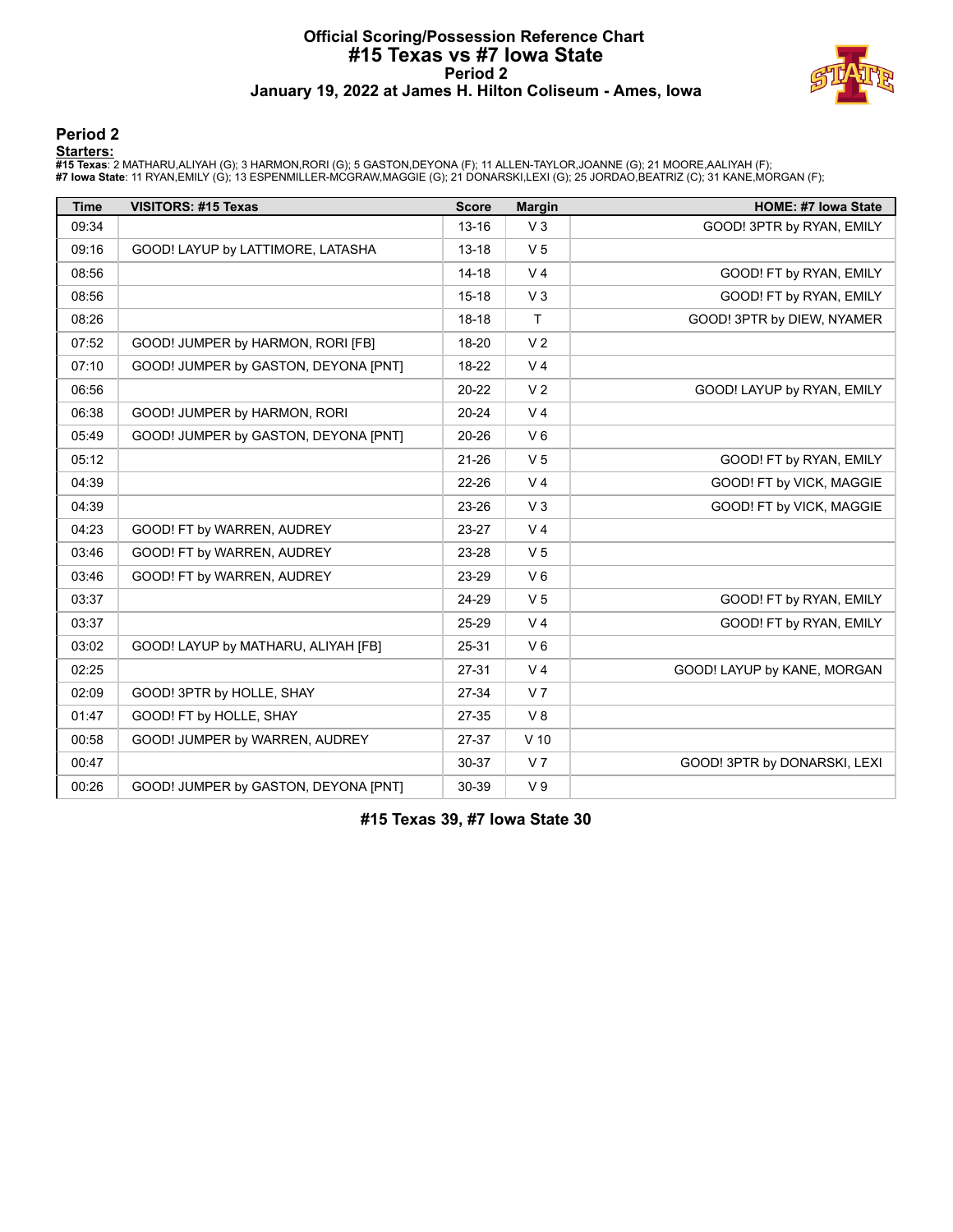# Official Scoring/Possession Reference Chart
# #15 Texas vs #7 Iowa State
## Period 2
### January 19, 2022 at James H. Hilton Coliseum - Ames, Iowa

## Period 2

**Starters:**

**#15 Texas**: 2 MATHARU,ALIYAH (G); 3 HARMON,RORI (G); 5 GASTON,DEYONA (F); 11 ALLEN-TAYLOR,JOANNE (G); 21 MOORE,AALIYAH (F);
**#7 Iowa State**: 11 RYAN,EMILY (G); 13 ESPENMILLER-MCGRAW,MAGGIE (G); 21 DONARSKI,LEXI (G); 25 JORDAO,BEATRIZ (C); 31 KANE,MORGAN (F);

| Time | VISITORS: #15 Texas | Score | Margin | HOME: #7 Iowa State |
|---|---|---|---|---|
| 09:34 | | 13-16 | V 3 | GOOD! 3PTR by RYAN, EMILY |
| 09:16 | GOOD! LAYUP by LATTIMORE, LATASHA | 13-18 | V 5 | |
| 08:56 | | 14-18 | V 4 | GOOD! FT by RYAN, EMILY |
| 08:56 | | 15-18 | V 3 | GOOD! FT by RYAN, EMILY |
| 08:26 | | 18-18 | T | GOOD! 3PTR by DIEW, NYAMER |
| 07:52 | GOOD! JUMPER by HARMON, RORI [FB] | 18-20 | V 2 | |
| 07:10 | GOOD! JUMPER by GASTON, DEYONA [PNT] | 18-22 | V 4 | |
| 06:56 | | 20-22 | V 2 | GOOD! LAYUP by RYAN, EMILY |
| 06:38 | GOOD! JUMPER by HARMON, RORI | 20-24 | V 4 | |
| 05:49 | GOOD! JUMPER by GASTON, DEYONA [PNT] | 20-26 | V 6 | |
| 05:12 | | 21-26 | V 5 | GOOD! FT by RYAN, EMILY |
| 04:39 | | 22-26 | V 4 | GOOD! FT by VICK, MAGGIE |
| 04:39 | | 23-26 | V 3 | GOOD! FT by VICK, MAGGIE |
| 04:23 | GOOD! FT by WARREN, AUDREY | 23-27 | V 4 | |
| 03:46 | GOOD! FT by WARREN, AUDREY | 23-28 | V 5 | |
| 03:46 | GOOD! FT by WARREN, AUDREY | 23-29 | V 6 | |
| 03:37 | | 24-29 | V 5 | GOOD! FT by RYAN, EMILY |
| 03:37 | | 25-29 | V 4 | GOOD! FT by RYAN, EMILY |
| 03:02 | GOOD! LAYUP by MATHARU, ALIYAH [FB] | 25-31 | V 6 | |
| 02:25 | | 27-31 | V 4 | GOOD! LAYUP by KANE, MORGAN |
| 02:09 | GOOD! 3PTR by HOLLE, SHAY | 27-34 | V 7 | |
| 01:47 | GOOD! FT by HOLLE, SHAY | 27-35 | V 8 | |
| 00:58 | GOOD! JUMPER by WARREN, AUDREY | 27-37 | V 10 | |
| 00:47 | | 30-37 | V 7 | GOOD! 3PTR by DONARSKI, LEXI |
| 00:26 | GOOD! JUMPER by GASTON, DEYONA [PNT] | 30-39 | V 9 | |

**#15 Texas 39, #7 Iowa State 30**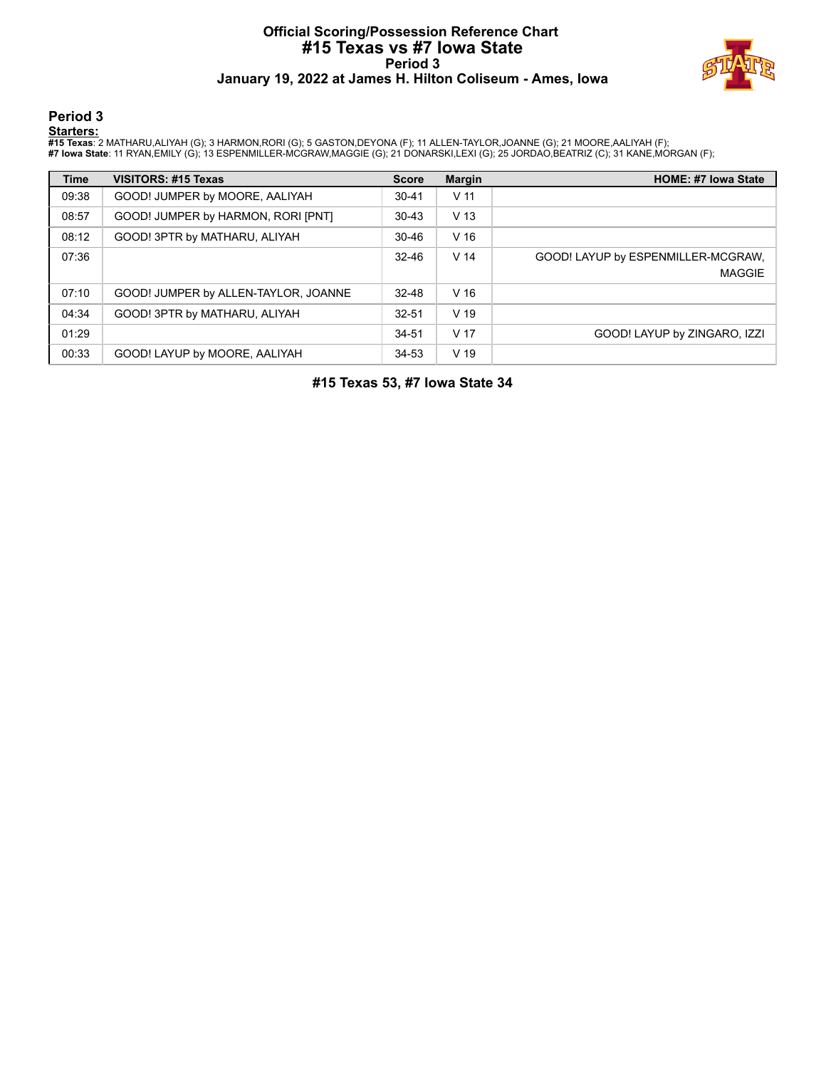# Official Scoring/Possession Reference Chart
## #15 Texas vs #7 Iowa State
### Period 3
### January 19, 2022 at James H. Hilton Coliseum - Ames, Iowa

## Period 3

**Starters:**

**#15 Texas**: 2 MATHARU,ALIYAH (G); 3 HARMON,RORI (G); 5 GASTON,DEYONA (F); 11 ALLEN-TAYLOR,JOANNE (G); 21 MOORE,AALIYAH (F);
**#7 Iowa State**: 11 RYAN,EMILY (G); 13 ESPENMILLER-MCGRAW,MAGGIE (G); 21 DONARSKI,LEXI (G); 25 JORDAO,BEATRIZ (C); 31 KANE,MORGAN (F);

| Time | VISITORS: #15 Texas | Score | Margin | HOME: #7 Iowa State |
|---|---|---|---|---|
| 09:38 | GOOD! JUMPER by MOORE, AALIYAH | 30-41 | V 11 | |
| 08:57 | GOOD! JUMPER by HARMON, RORI [PNT] | 30-43 | V 13 | |
| 08:12 | GOOD! 3PTR by MATHARU, ALIYAH | 30-46 | V 16 | |
| 07:36 | | 32-46 | V 14 | GOOD! LAYUP by ESPENMILLER-MCGRAW, MAGGIE |
| 07:10 | GOOD! JUMPER by ALLEN-TAYLOR, JOANNE | 32-48 | V 16 | |
| 04:34 | GOOD! 3PTR by MATHARU, ALIYAH | 32-51 | V 19 | |
| 01:29 | | 34-51 | V 17 | GOOD! LAYUP by ZINGARO, IZZI |
| 00:33 | GOOD! LAYUP by MOORE, AALIYAH | 34-53 | V 19 | |

**#15 Texas 53, #7 Iowa State 34**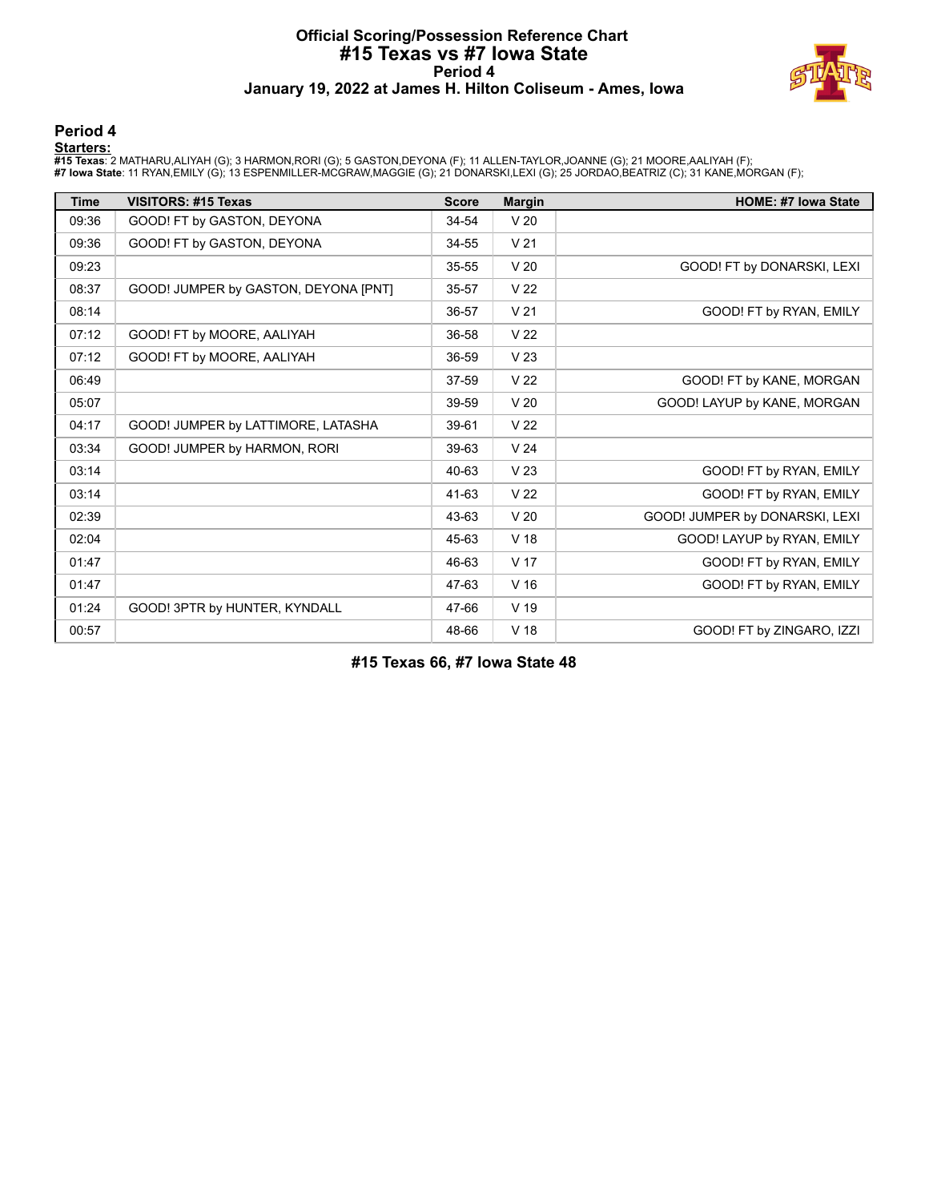# Official Scoring/Possession Reference Chart
# #15 Texas vs #7 Iowa State
## Period 4
### January 19, 2022 at James H. Hilton Coliseum - Ames, Iowa

## Period 4

**Starters:**

**#15 Texas**: 2 MATHARU,ALIYAH (G); 3 HARMON,RORI (G); 5 GASTON,DEYONA (F); 11 ALLEN-TAYLOR,JOANNE (G); 21 MOORE,AALIYAH (F);
**#7 Iowa State**: 11 RYAN,EMILY (G); 13 ESPENMILLER-MCGRAW,MAGGIE (G); 21 DONARSKI,LEXI (G); 25 JORDAO,BEATRIZ (C); 31 KANE,MORGAN (F);

| Time | VISITORS: #15 Texas | Score | Margin | HOME: #7 Iowa State |
|---|---|---|---|---|
| 09:36 | GOOD! FT by GASTON, DEYONA | 34-54 | V 20 | |
| 09:36 | GOOD! FT by GASTON, DEYONA | 34-55 | V 21 | |
| 09:23 | | 35-55 | V 20 | GOOD! FT by DONARSKI, LEXI |
| 08:37 | GOOD! JUMPER by GASTON, DEYONA [PNT] | 35-57 | V 22 | |
| 08:14 | | 36-57 | V 21 | GOOD! FT by RYAN, EMILY |
| 07:12 | GOOD! FT by MOORE, AALIYAH | 36-58 | V 22 | |
| 07:12 | GOOD! FT by MOORE, AALIYAH | 36-59 | V 23 | |
| 06:49 | | 37-59 | V 22 | GOOD! FT by KANE, MORGAN |
| 05:07 | | 39-59 | V 20 | GOOD! LAYUP by KANE, MORGAN |
| 04:17 | GOOD! JUMPER by LATTIMORE, LATASHA | 39-61 | V 22 | |
| 03:34 | GOOD! JUMPER by HARMON, RORI | 39-63 | V 24 | |
| 03:14 | | 40-63 | V 23 | GOOD! FT by RYAN, EMILY |
| 03:14 | | 41-63 | V 22 | GOOD! FT by RYAN, EMILY |
| 02:39 | | 43-63 | V 20 | GOOD! JUMPER by DONARSKI, LEXI |
| 02:04 | | 45-63 | V 18 | GOOD! LAYUP by RYAN, EMILY |
| 01:47 | | 46-63 | V 17 | GOOD! FT by RYAN, EMILY |
| 01:47 | | 47-63 | V 16 | GOOD! FT by RYAN, EMILY |
| 01:24 | GOOD! 3PTR by HUNTER, KYNDALL | 47-66 | V 19 | |
| 00:57 | | 48-66 | V 18 | GOOD! FT by ZINGARO, IZZI |

**#15 Texas 66, #7 Iowa State 48**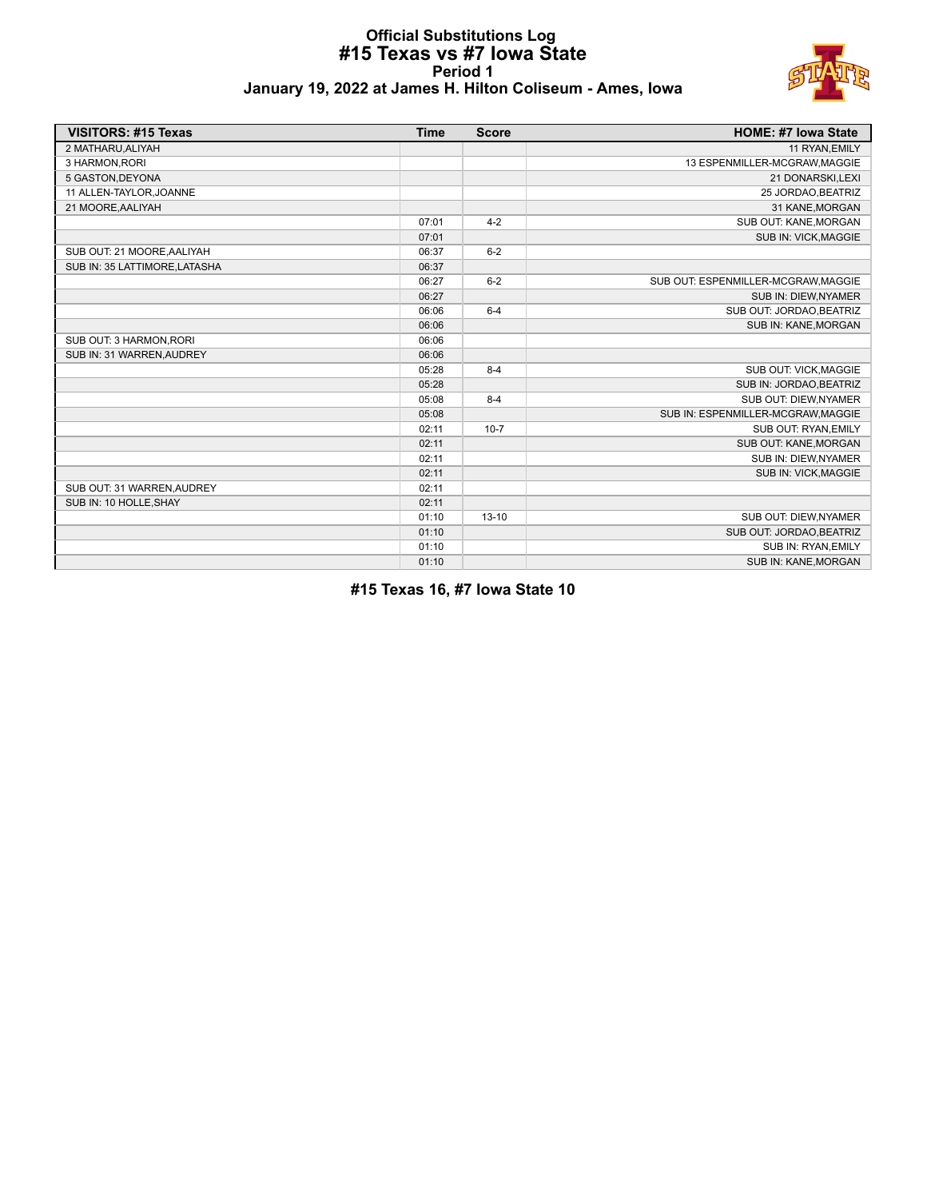# Official Substitutions Log
## #15 Texas vs #7 Iowa State
### Period 1
### January 19, 2022 at James H. Hilton Coliseum - Ames, Iowa

| VISITORS: #15 Texas | Time | Score | HOME: #7 Iowa State |
|---|---|---|---|
| 2 MATHARU,ALIYAH | | | 11 RYAN,EMILY |
| 3 HARMON,RORI | | | 13 ESPENMILLER-MCGRAW,MAGGIE |
| 5 GASTON,DEYONA | | | 21 DONARSKI,LEXI |
| 11 ALLEN-TAYLOR,JOANNE | | | 25 JORDAO,BEATRIZ |
| 21 MOORE,AALIYAH | | | 31 KANE,MORGAN |
| | 07:01 | 4-2 | SUB OUT: KANE,MORGAN |
| | 07:01 | | SUB IN: VICK,MAGGIE |
| SUB OUT: 21 MOORE,AALIYAH | 06:37 | 6-2 | |
| SUB IN: 35 LATTIMORE,LATASHA | 06:37 | | |
| | 06:27 | 6-2 | SUB OUT: ESPENMILLER-MCGRAW,MAGGIE |
| | 06:27 | | SUB IN: DIEW,NYAMER |
| | 06:06 | 6-4 | SUB OUT: JORDAO,BEATRIZ |
| | 06:06 | | SUB IN: KANE,MORGAN |
| SUB OUT: 3 HARMON,RORI | 06:06 | | |
| SUB IN: 31 WARREN,AUDREY | 06:06 | | |
| | 05:28 | 8-4 | SUB OUT: VICK,MAGGIE |
| | 05:28 | | SUB IN: JORDAO,BEATRIZ |
| | 05:08 | 8-4 | SUB OUT: DIEW,NYAMER |
| | 05:08 | | SUB IN: ESPENMILLER-MCGRAW,MAGGIE |
| | 02:11 | 10-7 | SUB OUT: RYAN,EMILY |
| | 02:11 | | SUB OUT: KANE,MORGAN |
| | 02:11 | | SUB IN: DIEW,NYAMER |
| | 02:11 | | SUB IN: VICK,MAGGIE |
| SUB OUT: 31 WARREN,AUDREY | 02:11 | | |
| SUB IN: 10 HOLLE,SHAY | 02:11 | | |
| | 01:10 | 13-10 | SUB OUT: DIEW,NYAMER |
| | 01:10 | | SUB OUT: JORDAO,BEATRIZ |
| | 01:10 | | SUB IN: RYAN,EMILY |
| | 01:10 | | SUB IN: KANE,MORGAN |

**#15 Texas 16, #7 Iowa State 10**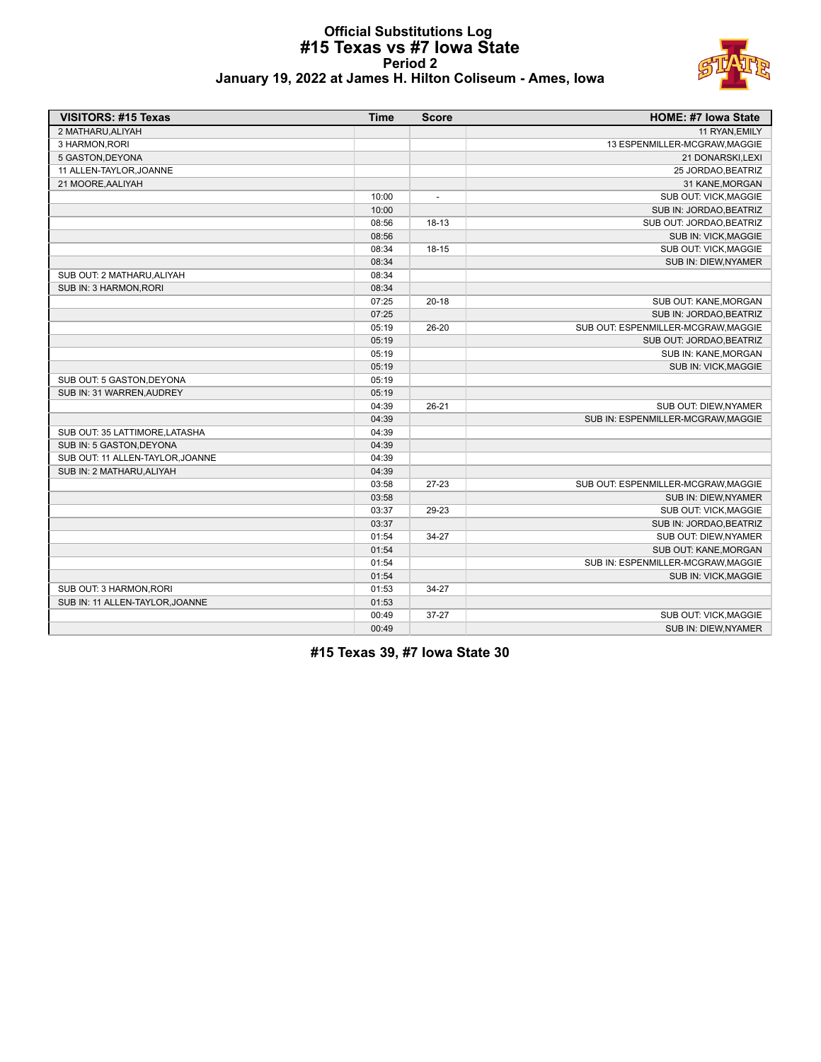# Official Substitutions Log
## #15 Texas vs #7 Iowa State
### Period 2
### January 19, 2022 at James H. Hilton Coliseum - Ames, Iowa

| VISITORS: #15 Texas | Time | Score | HOME: #7 Iowa State |
|---|---|---|---|
| 2 MATHARU,ALIYAH | | | 11 RYAN,EMILY |
| 3 HARMON,RORI | | | 13 ESPENMILLER-MCGRAW,MAGGIE |
| 5 GASTON,DEYONA | | | 21 DONARSKI,LEXI |
| 11 ALLEN-TAYLOR,JOANNE | | | 25 JORDAO,BEATRIZ |
| 21 MOORE,AALIYAH | | | 31 KANE,MORGAN |
| | 10:00 | - | SUB OUT: VICK,MAGGIE |
| | 10:00 | | SUB IN: JORDAO,BEATRIZ |
| | 08:56 | 18-13 | SUB OUT: JORDAO,BEATRIZ |
| | 08:56 | | SUB IN: VICK,MAGGIE |
| | 08:34 | 18-15 | SUB OUT: VICK,MAGGIE |
| | 08:34 | | SUB IN: DIEW,NYAMER |
| SUB OUT: 2 MATHARU,ALIYAH | 08:34 | | |
| SUB IN: 3 HARMON,RORI | 08:34 | | |
| | 07:25 | 20-18 | SUB OUT: KANE,MORGAN |
| | 07:25 | | SUB IN: JORDAO,BEATRIZ |
| | 05:19 | 26-20 | SUB OUT: ESPENMILLER-MCGRAW,MAGGIE |
| | 05:19 | | SUB OUT: JORDAO,BEATRIZ |
| | 05:19 | | SUB IN: KANE,MORGAN |
| | 05:19 | | SUB IN: VICK,MAGGIE |
| SUB OUT: 5 GASTON,DEYONA | 05:19 | | |
| SUB IN: 31 WARREN,AUDREY | 05:19 | | |
| | 04:39 | 26-21 | SUB OUT: DIEW,NYAMER |
| | 04:39 | | SUB IN: ESPENMILLER-MCGRAW,MAGGIE |
| SUB OUT: 35 LATTIMORE,LATASHA | 04:39 | | |
| SUB IN: 5 GASTON,DEYONA | 04:39 | | |
| SUB OUT: 11 ALLEN-TAYLOR,JOANNE | 04:39 | | |
| SUB IN: 2 MATHARU,ALIYAH | 04:39 | | |
| | 03:58 | 27-23 | SUB OUT: ESPENMILLER-MCGRAW,MAGGIE |
| | 03:58 | | SUB IN: DIEW,NYAMER |
| | 03:37 | 29-23 | SUB OUT: VICK,MAGGIE |
| | 03:37 | | SUB IN: JORDAO,BEATRIZ |
| | 01:54 | 34-27 | SUB OUT: DIEW,NYAMER |
| | 01:54 | | SUB OUT: KANE,MORGAN |
| | 01:54 | | SUB IN: ESPENMILLER-MCGRAW,MAGGIE |
| | 01:54 | | SUB IN: VICK,MAGGIE |
| SUB OUT: 3 HARMON,RORI | 01:53 | 34-27 | |
| SUB IN: 11 ALLEN-TAYLOR,JOANNE | 01:53 | | |
| | 00:49 | 37-27 | SUB OUT: VICK,MAGGIE |
| | 00:49 | | SUB IN: DIEW,NYAMER |

**#15 Texas 39, #7 Iowa State 30**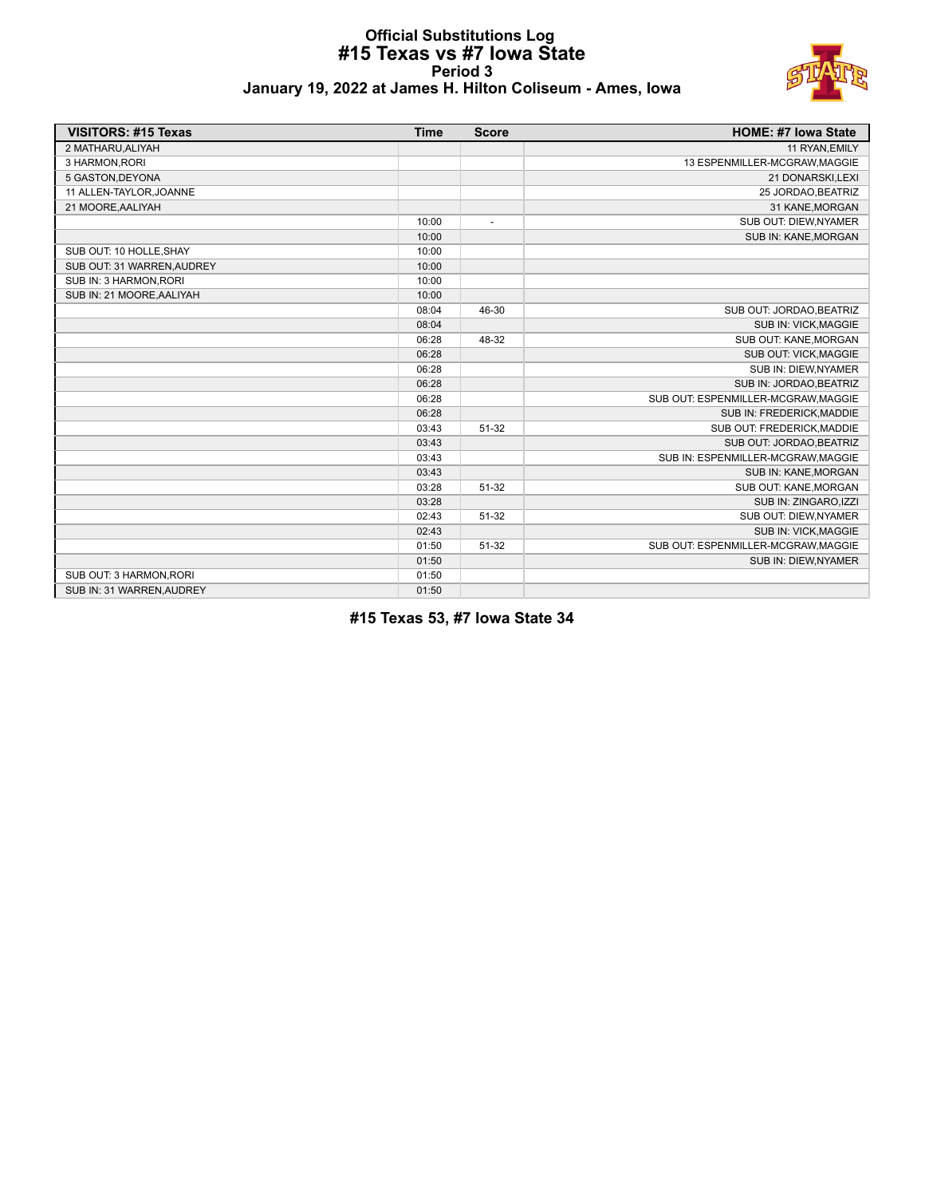# Official Substitutions Log
## #15 Texas vs #7 Iowa State
### Period 3
### January 19, 2022 at James H. Hilton Coliseum - Ames, Iowa

| VISITORS: #15 Texas | Time | Score | HOME: #7 Iowa State |
|---|---|---|---|
| 2 MATHARU,ALIYAH | | | 11 RYAN,EMILY |
| 3 HARMON,RORI | | | 13 ESPENMILLER-MCGRAW,MAGGIE |
| 5 GASTON,DEYONA | | | 21 DONARSKI,LEXI |
| 11 ALLEN-TAYLOR,JOANNE | | | 25 JORDAO,BEATRIZ |
| 21 MOORE,AALIYAH | | | 31 KANE,MORGAN |
| | 10:00 | - | SUB OUT: DIEW,NYAMER |
| | 10:00 | | SUB IN: KANE,MORGAN |
| SUB OUT: 10 HOLLE,SHAY | 10:00 | | |
| SUB OUT: 31 WARREN,AUDREY | 10:00 | | |
| SUB IN: 3 HARMON,RORI | 10:00 | | |
| SUB IN: 21 MOORE,AALIYAH | 10:00 | | |
| | 08:04 | 46-30 | SUB OUT: JORDAO,BEATRIZ |
| | 08:04 | | SUB IN: VICK,MAGGIE |
| | 06:28 | 48-32 | SUB OUT: KANE,MORGAN |
| | 06:28 | | SUB OUT: VICK,MAGGIE |
| | 06:28 | | SUB IN: DIEW,NYAMER |
| | 06:28 | | SUB IN: JORDAO,BEATRIZ |
| | 06:28 | | SUB OUT: ESPENMILLER-MCGRAW,MAGGIE |
| | 06:28 | | SUB IN: FREDERICK,MADDIE |
| | 03:43 | 51-32 | SUB OUT: FREDERICK,MADDIE |
| | 03:43 | | SUB OUT: JORDAO,BEATRIZ |
| | 03:43 | | SUB IN: ESPENMILLER-MCGRAW,MAGGIE |
| | 03:43 | | SUB IN: KANE,MORGAN |
| | 03:28 | 51-32 | SUB OUT: KANE,MORGAN |
| | 03:28 | | SUB IN: ZINGARO,IZZI |
| | 02:43 | 51-32 | SUB OUT: DIEW,NYAMER |
| | 02:43 | | SUB IN: VICK,MAGGIE |
| | 01:50 | 51-32 | SUB OUT: ESPENMILLER-MCGRAW,MAGGIE |
| | 01:50 | | SUB IN: DIEW,NYAMER |
| SUB OUT: 3 HARMON,RORI | 01:50 | | |
| SUB IN: 31 WARREN,AUDREY | 01:50 | | |

**#15 Texas 53, #7 Iowa State 34**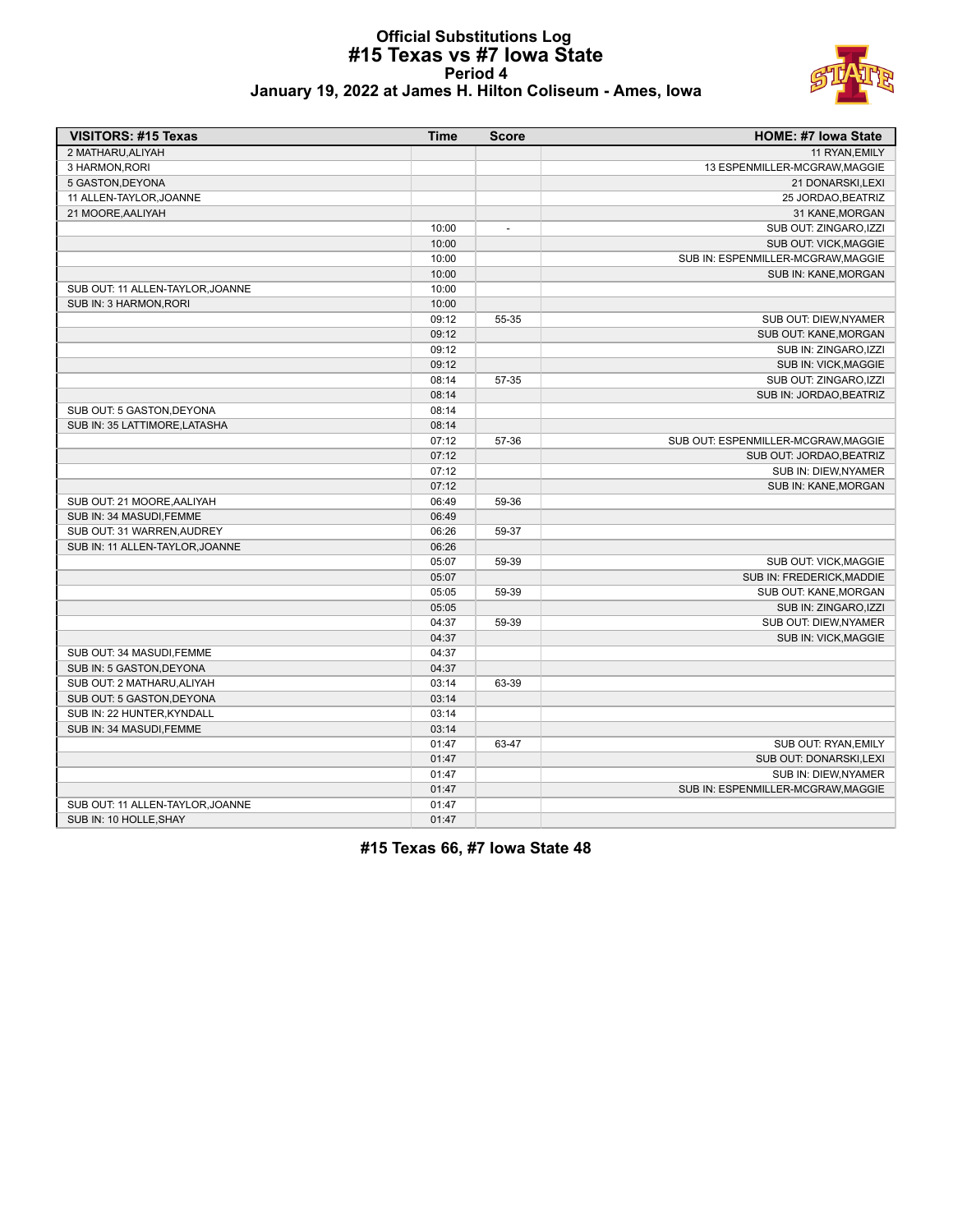# Official Substitutions Log
## #15 Texas vs #7 Iowa State
### Period 4
### January 19, 2022 at James H. Hilton Coliseum - Ames, Iowa

| VISITORS: #15 Texas | Time | Score | HOME: #7 Iowa State |
|---|---|---|---|
| 2 MATHARU,ALIYAH | | | 11 RYAN,EMILY |
| 3 HARMON,RORI | | | 13 ESPENMILLER-MCGRAW,MAGGIE |
| 5 GASTON,DEYONA | | | 21 DONARSKI,LEXI |
| 11 ALLEN-TAYLOR,JOANNE | | | 25 JORDAO,BEATRIZ |
| 21 MOORE,AALIYAH | | | 31 KANE,MORGAN |
| | 10:00 | - | SUB OUT: ZINGARO,IZZI |
| | 10:00 | | SUB OUT: VICK,MAGGIE |
| | 10:00 | | SUB IN: ESPENMILLER-MCGRAW,MAGGIE |
| | 10:00 | | SUB IN: KANE,MORGAN |
| SUB OUT: 11 ALLEN-TAYLOR,JOANNE | 10:00 | | |
| SUB IN: 3 HARMON,RORI | 10:00 | | |
| | 09:12 | 55-35 | SUB OUT: DIEW,NYAMER |
| | 09:12 | | SUB OUT: KANE,MORGAN |
| | 09:12 | | SUB IN: ZINGARO,IZZI |
| | 09:12 | | SUB IN: VICK,MAGGIE |
| | 08:14 | 57-35 | SUB OUT: ZINGARO,IZZI |
| | 08:14 | | SUB IN: JORDAO,BEATRIZ |
| SUB OUT: 5 GASTON,DEYONA | 08:14 | | |
| SUB IN: 35 LATTIMORE,LATASHA | 08:14 | | |
| | 07:12 | 57-36 | SUB OUT: ESPENMILLER-MCGRAW,MAGGIE |
| | 07:12 | | SUB OUT: JORDAO,BEATRIZ |
| | 07:12 | | SUB IN: DIEW,NYAMER |
| | 07:12 | | SUB IN: KANE,MORGAN |
| SUB OUT: 21 MOORE,AALIYAH | 06:49 | 59-36 | |
| SUB IN: 34 MASUDI,FEMME | 06:49 | | |
| SUB OUT: 31 WARREN,AUDREY | 06:26 | 59-37 | |
| SUB IN: 11 ALLEN-TAYLOR,JOANNE | 06:26 | | |
| | 05:07 | 59-39 | SUB OUT: VICK,MAGGIE |
| | 05:07 | | SUB IN: FREDERICK,MADDIE |
| | 05:05 | 59-39 | SUB OUT: KANE,MORGAN |
| | 05:05 | | SUB IN: ZINGARO,IZZI |
| | 04:37 | 59-39 | SUB OUT: DIEW,NYAMER |
| | 04:37 | | SUB IN: VICK,MAGGIE |
| SUB OUT: 34 MASUDI,FEMME | 04:37 | | |
| SUB IN: 5 GASTON,DEYONA | 04:37 | | |
| SUB OUT: 2 MATHARU,ALIYAH | 03:14 | 63-39 | |
| SUB OUT: 5 GASTON,DEYONA | 03:14 | | |
| SUB IN: 22 HUNTER,KYNDALL | 03:14 | | |
| SUB IN: 34 MASUDI,FEMME | 03:14 | | |
| | 01:47 | 63-47 | SUB OUT: RYAN,EMILY |
| | 01:47 | | SUB OUT: DONARSKI,LEXI |
| | 01:47 | | SUB IN: DIEW,NYAMER |
| | 01:47 | | SUB IN: ESPENMILLER-MCGRAW,MAGGIE |
| SUB OUT: 11 ALLEN-TAYLOR,JOANNE | 01:47 | | |
| SUB IN: 10 HOLLE,SHAY | 01:47 | | |

**#15 Texas 66, #7 Iowa State 48**